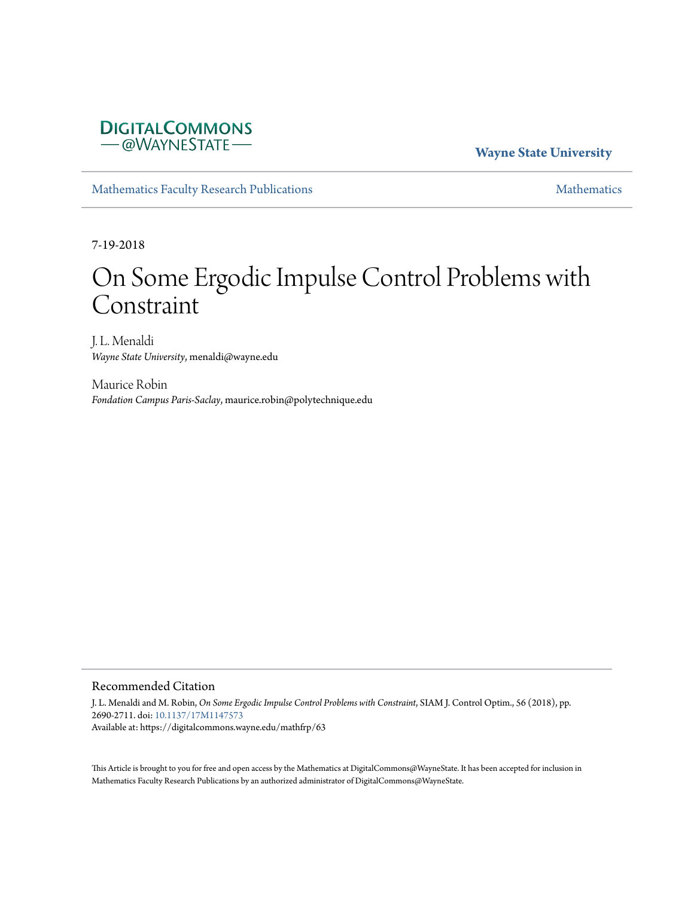DIGITALCOMMONS
— @WAYNESTATE —

**Wayne State University**

Mathematics Faculty Research Publications

Mathematics

7-19-2018

# On Some Ergodic Impulse Control Problems with Constraint

J. L. Menaldi
*Wayne State University*, menaldi@wayne.edu

Maurice Robin
*Fondation Campus Paris-Saclay*, maurice.robin@polytechnique.edu

## Recommended Citation

J. L. Menaldi and M. Robin, *On Some Ergodic Impulse Control Problems with Constraint*, SIAM J. Control Optim., 56 (2018), pp. 2690-2711. doi: 10.1137/17M1147573
Available at: https://digitalcommons.wayne.edu/mathfrp/63

This Article is brought to you for free and open access by the Mathematics at DigitalCommons@WayneState. It has been accepted for inclusion in Mathematics Faculty Research Publications by an authorized administrator of DigitalCommons@WayneState.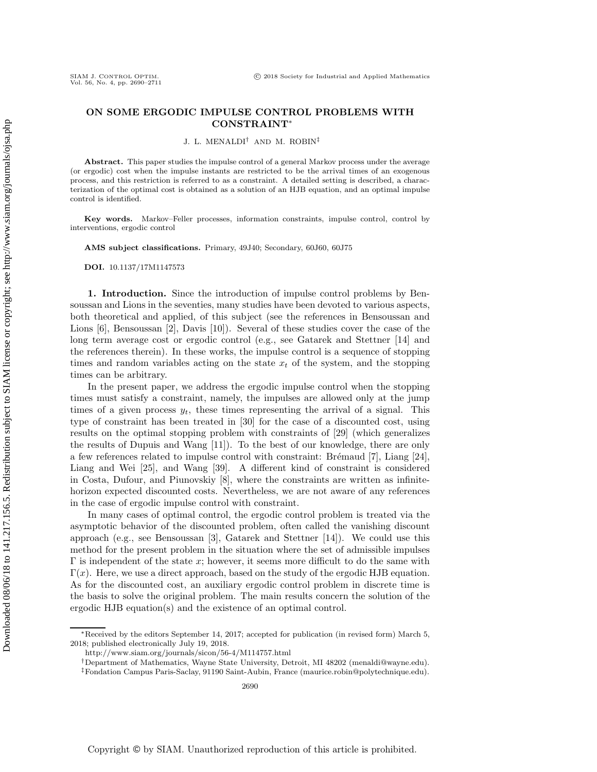# ON SOME ERGODIC IMPULSE CONTROL PROBLEMS WITH CONSTRAINT*

J. L. MENALDI† AND M. ROBIN‡

**Abstract.** This paper studies the impulse control of a general Markov process under the average (or ergodic) cost when the impulse instants are restricted to be the arrival times of an exogenous process, and this restriction is referred to as a constraint. A detailed setting is described, a characterization of the optimal cost is obtained as a solution of an HJB equation, and an optimal impulse control is identified.

**Key words.** Markov–Feller processes, information constraints, impulse control, control by interventions, ergodic control

**AMS subject classifications.** Primary, 49J40; Secondary, 60J60, 60J75

**DOI.** 10.1137/17M1147573

**1. Introduction.** Since the introduction of impulse control problems by Bensoussan and Lions in the seventies, many studies have been devoted to various aspects, both theoretical and applied, of this subject (see the references in Bensoussan and Lions [6], Bensoussan [2], Davis [10]). Several of these studies cover the case of the long term average cost or ergodic control (e.g., see Gatarek and Stettner [14] and the references therein). In these works, the impulse control is a sequence of stopping times and random variables acting on the state $x_t$ of the system, and the stopping times can be arbitrary.

In the present paper, we address the ergodic impulse control when the stopping times must satisfy a constraint, namely, the impulses are allowed only at the jump times of a given process $y_t$, these times representing the arrival of a signal. This type of constraint has been treated in [30] for the case of a discounted cost, using results on the optimal stopping problem with constraints of [29] (which generalizes the results of Dupuis and Wang [11]). To the best of our knowledge, there are only a few references related to impulse control with constraint: Brémaud [7], Liang [24], Liang and Wei [25], and Wang [39]. A different kind of constraint is considered in Costa, Dufour, and Piunovskiy [8], where the constraints are written as infinite-horizon expected discounted costs. Nevertheless, we are not aware of any references in the case of ergodic impulse control with constraint.

In many cases of optimal control, the ergodic control problem is treated via the asymptotic behavior of the discounted problem, often called the vanishing discount approach (e.g., see Bensoussan [3], Gatarek and Stettner [14]). We could use this method for the present problem in the situation where the set of admissible impulses $\Gamma$ is independent of the state $x$; however, it seems more difficult to do the same with $\Gamma(x)$. Here, we use a direct approach, based on the study of the ergodic HJB equation. As for the discounted cost, an auxiliary ergodic control problem in discrete time is the basis to solve the original problem. The main results concern the solution of the ergodic HJB equation(s) and the existence of an optimal control.

---

*Received by the editors September 14, 2017; accepted for publication (in revised form) March 5, 2018; published electronically July 19, 2018.
http://www.siam.org/journals/sicon/56-4/M114757.html

†Department of Mathematics, Wayne State University, Detroit, MI 48202 (menaldi@wayne.edu).

‡Fondation Campus Paris-Saclay, 91190 Saint-Aubin, France (maurice.robin@polytechnique.edu).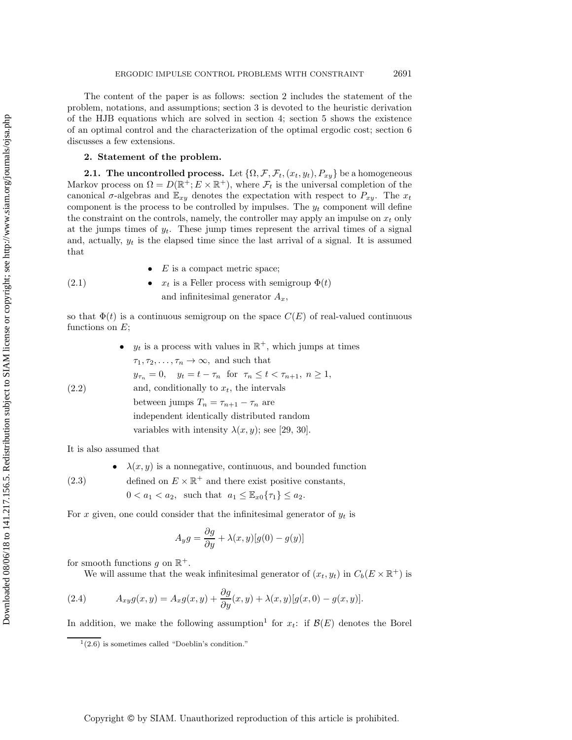The content of the paper is as follows: section 2 includes the statement of the problem, notations, and assumptions; section 3 is devoted to the heuristic derivation of the HJB equations which are solved in section 4; section 5 shows the existence of an optimal control and the characterization of the optimal ergodic cost; section 6 discusses a few extensions.

## 2. Statement of the problem.

**2.1. The uncontrolled process.** Let $\{\Omega, \mathcal{F}, \mathcal{F}_t, (x_t, y_t), P_{xy}\}$ be a homogeneous Markov process on $\Omega = D(\mathbb{R}^+; E \times \mathbb{R}^+)$, where $\mathcal{F}_t$ is the universal completion of the canonical $\sigma$-algebras and $\mathbb{E}_{xy}$ denotes the expectation with respect to $P_{xy}$. The $x_t$ component is the process to be controlled by impulses. The $y_t$ component will define the constraint on the controls, namely, the controller may apply an impulse on $x_t$ only at the jumps times of $y_t$. These jump times represent the arrival times of a signal and, actually, $y_t$ is the elapsed time since the last arrival of a signal. It is assumed that

(2.1)
- $E$ is a compact metric space;
- $x_t$ is a Feller process with semigroup $\Phi(t)$ and infinitesimal generator $A_x$,

so that $\Phi(t)$ is a continuous semigroup on the space $C(E)$ of real-valued continuous functions on $E$;

(2.2)
- $y_t$ is a process with values in $\mathbb{R}^+$, which jumps at times $\tau_1, \tau_2, \ldots, \tau_n \to \infty$, and such that $y_{\tau_n} = 0, \quad y_t = t - \tau_n$ for $\tau_n \leq t < \tau_{n+1},\ n \geq 1,$ and, conditionally to $x_t$, the intervals between jumps $T_n = \tau_{n+1} - \tau_n$ are independent identically distributed random variables with intensity $\lambda(x, y)$; see [29, 30].

It is also assumed that

(2.3)
- $\lambda(x, y)$ is a nonnegative, continuous, and bounded function defined on $E \times \mathbb{R}^+$ and there exist positive constants, $0 < a_1 < a_2$, such that $a_1 \leq \mathbb{E}_{x0}\{\tau_1\} \leq a_2$.

For $x$ given, one could consider that the infinitesimal generator of $y_t$ is

$$A_y g = \frac{\partial g}{\partial y} + \lambda(x, y)[g(0) - g(y)]$$

for smooth functions $g$ on $\mathbb{R}^+$.

We will assume that the weak infinitesimal generator of $(x_t, y_t)$ in $C_b(E \times \mathbb{R}^+)$ is

$$A_{xy} g(x, y) = A_x g(x, y) + \frac{\partial g}{\partial y}(x, y) + \lambda(x, y)[g(x, 0) - g(x, y)]. \tag{2.4}$$

In addition, we make the following assumption[1] for $x_t$: if $\mathcal{B}(E)$ denotes the Borel

[1](2.6) is sometimes called "Doeblin's condition."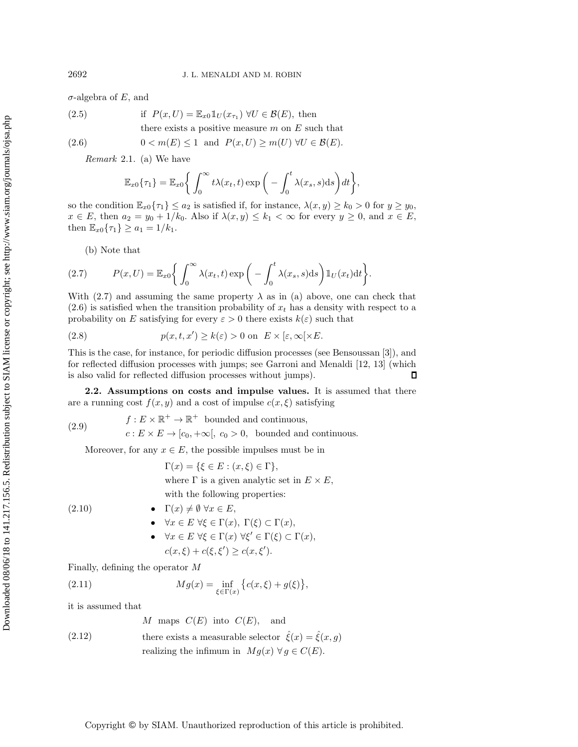σ-algebra of $E$, and

$$
\begin{aligned}
&\text{(2.5)} \qquad \text{if } \; P(x,U) = \mathbb{E}_{x0} \mathbb{1}_U(x_{\tau_1}) \;\forall U \in \mathcal{B}(E), \text{ then} \\
&\qquad\qquad \text{there exists a positive measure } m \text{ on } E \text{ such that} \\
&\text{(2.6)} \qquad 0 < m(E) \leq 1 \;\text{ and }\; P(x,U) \geq m(U) \;\forall U \in \mathcal{B}(E).
\end{aligned}
$$

*Remark* 2.1. (a) We have

$$
\mathbb{E}_{x0}\{\tau_1\} = \mathbb{E}_{x0}\bigg\{ \int_0^\infty t\lambda(x_t,t)\exp\bigg( - \int_0^t \lambda(x_s,s)\mathrm{d}s\bigg)dt\bigg\},
$$

so the condition $\mathbb{E}_{x0}\{\tau_1\} \leq a_2$ is satisfied if, for instance, $\lambda(x,y) \geq k_0 > 0$ for $y \geq y_0$, $x \in E$, then $a_2 = y_0 + 1/k_0$. Also if $\lambda(x,y) \leq k_1 < \infty$ for every $y \geq 0$, and $x \in E$, then $\mathbb{E}_{x0}\{\tau_1\} \geq a_1 = 1/k_1$.

(b) Note that

$$
P(x,U) = \mathbb{E}_{x0}\bigg\{ \int_0^\infty \lambda(x_t,t)\exp\bigg( - \int_0^t \lambda(x_s,s)\mathrm{d}s\bigg)\mathbb{1}_U(x_t)\mathrm{d}t\bigg\}. \tag{2.7}
$$

With (2.7) and assuming the same property $\lambda$ as in (a) above, one can check that (2.6) is satisfied when the transition probability of $x_t$ has a density with respect to a probability on $E$ satisfying for every $\varepsilon > 0$ there exists $k(\varepsilon)$ such that

$$
p(x,t,x') \geq k(\varepsilon) > 0 \text{ on } \; E \times [\varepsilon, \infty[ \times E. \tag{2.8}
$$

This is the case, for instance, for periodic diffusion processes (see Bensoussan [3]), and for reflected diffusion processes with jumps; see Garroni and Menaldi [12, 13] (which is also valid for reflected diffusion processes without jumps). ∎

**2.2. Assumptions on costs and impulse values.** It is assumed that there are a running cost $f(x,y)$ and a cost of impulse $c(x,\xi)$ satisfying

$$
\begin{aligned}
&f : E \times \mathbb{R}^+ \to \mathbb{R}^+ \;\text{ bounded and continuous,} \\
&c : E \times E \to [c_0, +\infty[, \; c_0 > 0, \;\text{ bounded and continuous.}
\end{aligned} \tag{2.9}
$$

Moreover, for any $x \in E$, the possible impulses must be in

$$
\begin{aligned}
&\Gamma(x) = \{\xi \in E : (x,\xi) \in \Gamma\}, \\
&\text{where } \Gamma \text{ is a given analytic set in } E \times E, \\
&\text{with the following properties:} \\
&\bullet \;\; \Gamma(x) \neq \emptyset \;\forall x \in E, \\
&\bullet \;\; \forall x \in E \;\forall \xi \in \Gamma(x), \; \Gamma(\xi) \subset \Gamma(x), \\
&\bullet \;\; \forall x \in E \;\forall \xi \in \Gamma(x) \;\forall \xi' \in \Gamma(\xi) \subset \Gamma(x), \\
&\quad\;\; c(x,\xi) + c(\xi,\xi') \geq c(x,\xi').
\end{aligned} \tag{2.10}
$$

Finally, defining the operator $M$

$$
Mg(x) = \inf_{\xi \in \Gamma(x)} \big\{ c(x,\xi) + g(\xi)\big\}, \tag{2.11}
$$

it is assumed that

$$
\begin{aligned}
&M \;\text{ maps }\; C(E) \;\text{ into }\; C(E), \quad \text{ and} \\
&\text{there exists a measurable selector } \; \hat{\xi}(x) = \hat{\xi}(x,g) \\
&\text{realizing the infimum in } \; Mg(x) \;\forall\, g \in C(E).
\end{aligned} \tag{2.12}
$$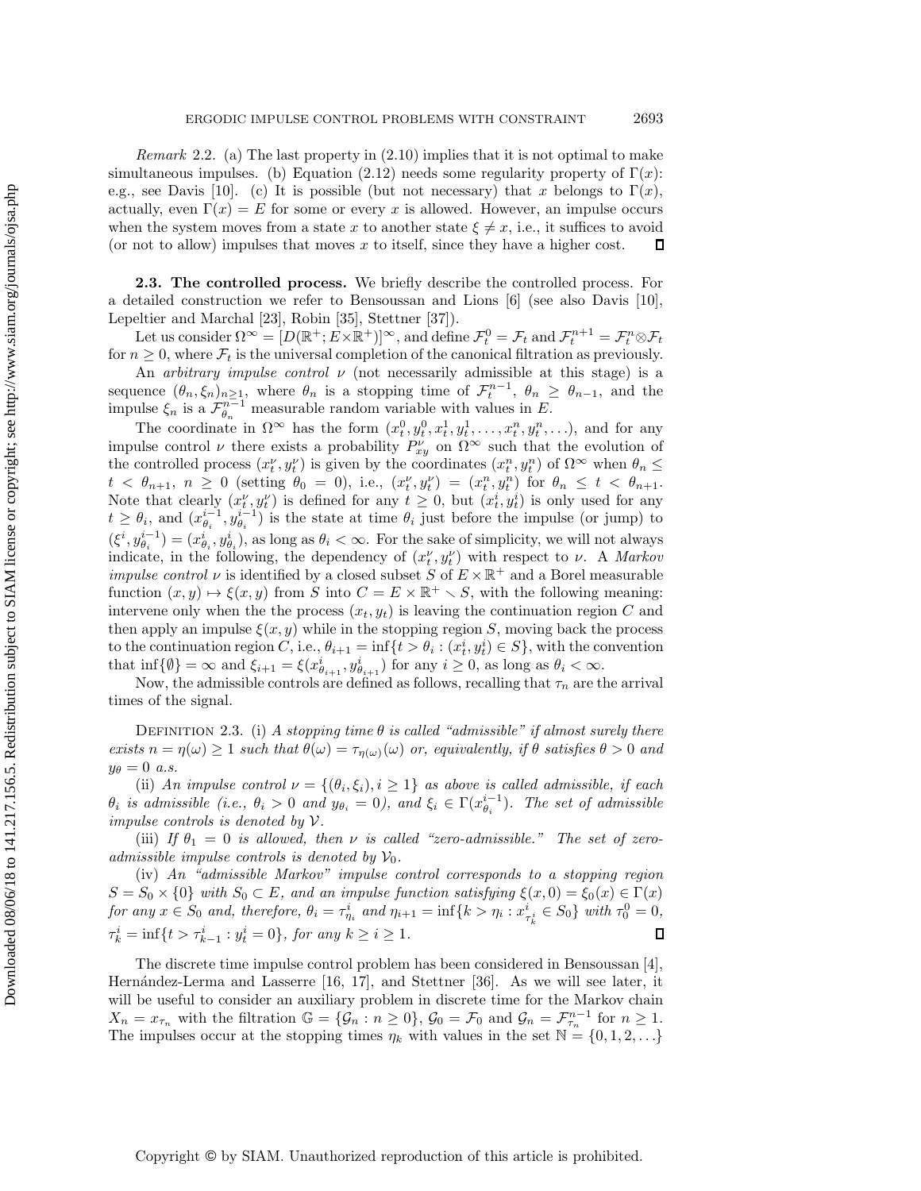*Remark* 2.2. (a) The last property in (2.10) implies that it is not optimal to make simultaneous impulses. (b) Equation (2.12) needs some regularity property of $\Gamma(x)$: e.g., see Davis [10]. (c) It is possible (but not necessary) that $x$ belongs to $\Gamma(x)$, actually, even $\Gamma(x) = E$ for some or every $x$ is allowed. However, an impulse occurs when the system moves from a state $x$ to another state $\xi \neq x$, i.e., it suffices to avoid (or not to allow) impulses that moves $x$ to itself, since they have a higher cost. $\square$

**2.3. The controlled process.** We briefly describe the controlled process. For a detailed construction we refer to Bensoussan and Lions [6] (see also Davis [10], Lepeltier and Marchal [23], Robin [35], Stettner [37]).

Let us consider $\Omega^\infty = [D(\mathbb{R}^+; E\times\mathbb{R}^+)]^\infty$, and define $\mathcal{F}_t^0 = \mathcal{F}_t$ and $\mathcal{F}_t^{n+1} = \mathcal{F}_t^n \otimes \mathcal{F}_t$ for $n \geq 0$, where $\mathcal{F}_t$ is the universal completion of the canonical filtration as previously.

An *arbitrary impulse control* $\nu$ (not necessarily admissible at this stage) is a sequence $(\theta_n, \xi_n)_{n\geq 1}$, where $\theta_n$ is a stopping time of $\mathcal{F}_t^{n-1}$, $\theta_n \geq \theta_{n-1}$, and the impulse $\xi_n$ is a $\mathcal{F}_{\theta_n}^{n-1}$ measurable random variable with values in $E$.

The coordinate in $\Omega^\infty$ has the form $(x_t^0, y_t^0, x_t^1, y_t^1, \ldots, x_t^n, y_t^n, \ldots)$, and for any impulse control $\nu$ there exists a probability $P_{xy}^\nu$ on $\Omega^\infty$ such that the evolution of the controlled process $(x_t^\nu, y_t^\nu)$ is given by the coordinates $(x_t^n, y_t^n)$ of $\Omega^\infty$ when $\theta_n \leq t < \theta_{n+1}$, $n \geq 0$ (setting $\theta_0 = 0$), i.e., $(x_t^\nu, y_t^\nu) = (x_t^n, y_t^n)$ for $\theta_n \leq t < \theta_{n+1}$. Note that clearly $(x_t^\nu, y_t^\nu)$ is defined for any $t \geq 0$, but $(x_t^i, y_t^i)$ is only used for any $t \geq \theta_i$, and $(x_{\theta_i}^{i-1}, y_{\theta_i}^{i-1})$ is the state at time $\theta_i$ just before the impulse (or jump) to $(\xi^i, y_{\theta_i}^{i-1}) = (x_{\theta_i}^i, y_{\theta_i}^i)$, as long as $\theta_i < \infty$. For the sake of simplicity, we will not always indicate, in the following, the dependency of $(x_t^\nu, y_t^\nu)$ with respect to $\nu$. A *Markov impulse control* $\nu$ is identified by a closed subset $S$ of $E \times \mathbb{R}^+$ and a Borel measurable function $(x, y) \mapsto \xi(x, y)$ from $S$ into $C = E \times \mathbb{R}^+ \smallsetminus S$, with the following meaning: intervene only when the the process $(x_t, y_t)$ is leaving the continuation region $C$ and then apply an impulse $\xi(x, y)$ while in the stopping region $S$, moving back the process to the continuation region $C$, i.e., $\theta_{i+1} = \inf\{t > \theta_i : (x_t^i, y_t^i) \in S\}$, with the convention that $\inf\{\emptyset\} = \infty$ and $\xi_{i+1} = \xi(x_{\theta_{i+1}}^i, y_{\theta_{i+1}}^i)$ for any $i \geq 0$, as long as $\theta_i < \infty$.

Now, the admissible controls are defined as follows, recalling that $\tau_n$ are the arrival times of the signal.

DEFINITION 2.3. (i) *A stopping time $\theta$ is called "admissible" if almost surely there exists $n = \eta(\omega) \geq 1$ such that $\theta(\omega) = \tau_{\eta(\omega)}(\omega)$ or, equivalently, if $\theta$ satisfies $\theta > 0$ and $y_\theta = 0$ a.s.*

(ii) *An impulse control $\nu = \{(\theta_i, \xi_i), i \geq 1\}$ as above is called admissible, if each $\theta_i$ is admissible (i.e., $\theta_i > 0$ and $y_{\theta_i} = 0$), and $\xi_i \in \Gamma(x_{\theta_i}^{i-1})$. The set of admissible impulse controls is denoted by $\mathcal{V}$.*

(iii) *If $\theta_1 = 0$ is allowed, then $\nu$ is called "zero-admissible." The set of zero-admissible impulse controls is denoted by $\mathcal{V}_0$.*

(iv) *An "admissible Markov" impulse control corresponds to a stopping region $S = S_0 \times \{0\}$ with $S_0 \subset E$, and an impulse function satisfying $\xi(x, 0) = \xi_0(x) \in \Gamma(x)$ for any $x \in S_0$ and, therefore, $\theta_i = \tau_{\eta_i}^i$ and $\eta_{i+1} = \inf\{k > \eta_i : x_{\tau_k^i}^i \in S_0\}$ with $\tau_0^0 = 0$, $\tau_k^i = \inf\{t > \tau_{k-1}^i : y_t^i = 0\}$, for any $k \geq i \geq 1$.* $\square$

The discrete time impulse control problem has been considered in Bensoussan [4], Hernández-Lerma and Lasserre [16, 17], and Stettner [36]. As we will see later, it will be useful to consider an auxiliary problem in discrete time for the Markov chain $X_n = x_{\tau_n}$ with the filtration $\mathbb{G} = \{\mathcal{G}_n : n \geq 0\}$, $\mathcal{G}_0 = \mathcal{F}_0$ and $\mathcal{G}_n = \mathcal{F}_{\tau_n}^{n-1}$ for $n \geq 1$. The impulses occur at the stopping times $\eta_k$ with values in the set $\mathbb{N} = \{0, 1, 2, \ldots\}$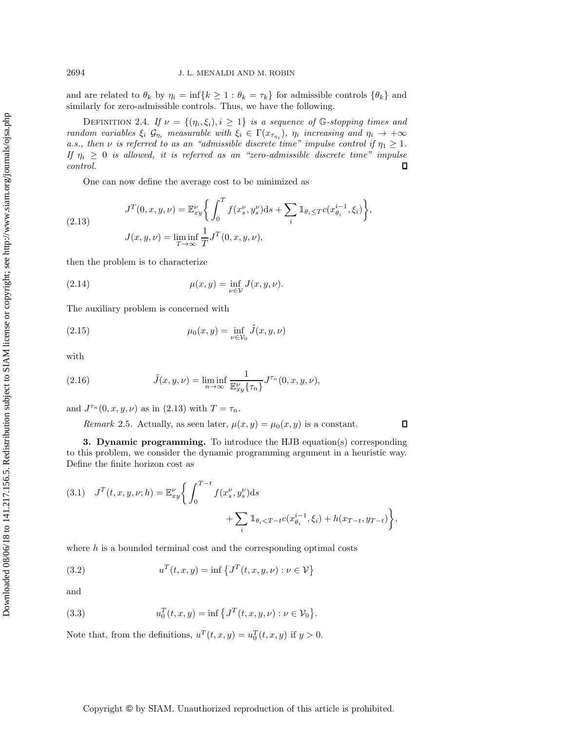and are related to $\theta_k$ by $\eta_i = \inf\{k \geq 1 : \theta_k = \tau_k\}$ for admissible controls $\{\theta_k\}$ and similarly for zero-admissible controls. Thus, we have the following.

Definition 2.4. *If $\nu = \{(\eta_i, \xi_i), i \geq 1\}$ is a sequence of $\mathbb{G}$-stopping times and random variables $\xi_i$ $\mathcal{G}_{\eta_i}$ measurable with $\xi_i \in \Gamma(x_{\tau_{\eta_i}})$, $\eta_i$ increasing and $\eta_i \to +\infty$ a.s., then $\nu$ is referred to as an "admissible discrete time" impulse control if $\eta_1 \geq 1$. If $\eta_i \geq 0$ is allowed, it is referred as an "zero-admissible discrete time" impulse control.* □

One can now define the average cost to be minimized as

$$
\begin{aligned}
J^T(0, x, y, \nu) &= \mathbb{E}^\nu_{xy}\bigg\{ \int_0^T f(x^\nu_s, y^\nu_s) \mathrm{d}s + \sum_i \mathbb{1}_{\theta_i \leq T} c(x^{i-1}_{\theta_i}, \xi_i) \bigg\}, \\
J(x, y, \nu) &= \liminf_{T \to \infty} \frac{1}{T} J^T(0, x, y, \nu),
\end{aligned}
\tag{2.13}
$$

then the problem is to characterize

$$
\mu(x, y) = \inf_{\nu \in \mathcal{V}} J(x, y, \nu). \tag{2.14}
$$

The auxiliary problem is concerned with

$$
\mu_0(x, y) = \inf_{\nu \in \mathcal{V}_0} \tilde{J}(x, y, \nu) \tag{2.15}
$$

with

$$
\tilde{J}(x, y, \nu) = \liminf_{n \to \infty} \frac{1}{\mathbb{E}^\nu_{xy}\{\tau_n\}} J^{\tau_n}(0, x, y, \nu), \tag{2.16}
$$

and $J^{\tau_n}(0, x, y, \nu)$ as in (2.13) with $T = \tau_n$.

*Remark* 2.5. Actually, as seen later, $\mu(x, y) = \mu_0(x, y)$ is a constant. □

## 3. Dynamic programming.

To introduce the HJB equation(s) corresponding to this problem, we consider the dynamic programming argument in a heuristic way. Define the finite horizon cost as

$$
\begin{aligned}
J^T(t, x, y, \nu; h) = \mathbb{E}^\nu_{xy}\bigg\{ &\int_0^{T-t} f(x^\nu_s, y^\nu_s) \mathrm{d}s \\
&+ \sum_i \mathbb{1}_{\theta_i < T-t} c(x^{i-1}_{\theta_i}, \xi_i) + h(x_{T-t}, y_{T-t}) \bigg\},
\end{aligned}
\tag{3.1}
$$

where $h$ is a bounded terminal cost and the corresponding optimal costs

$$
u^T(t, x, y) = \inf\big\{ J^T(t, x, y, \nu) : \nu \in \mathcal{V} \big\} \tag{3.2}
$$

and

$$
u^T_0(t, x, y) = \inf\big\{ J^T(t, x, y, \nu) : \nu \in \mathcal{V}_0 \big\}. \tag{3.3}
$$

Note that, from the definitions, $u^T(t, x, y) = u^T_0(t, x, y)$ if $y > 0$.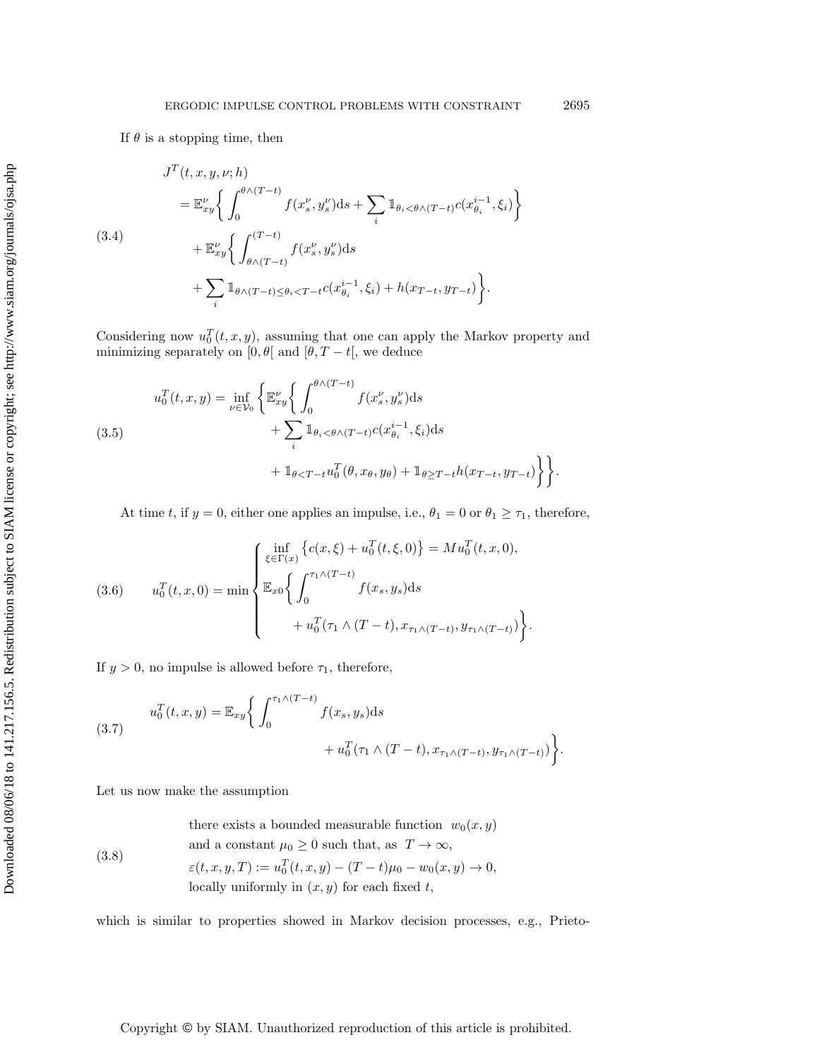If $\theta$ is a stopping time, then

$$
\begin{aligned}
&J^T(t,x,y,\nu;h) \\
&\quad = \mathbb{E}^{\nu}_{xy}\bigg\{ \int_0^{\theta\wedge(T-t)} f(x^{\nu}_s, y^{\nu}_s)\mathrm{d}s + \sum_i \mathbb{1}_{\theta_i<\theta\wedge(T-t)} c(x^{i-1}_{\theta_i},\xi_i)\bigg\} \\
&\qquad + \mathbb{E}^{\nu}_{xy}\bigg\{ \int_{\theta\wedge(T-t)}^{(T-t)} f(x^{\nu}_s, y^{\nu}_s)\mathrm{d}s \\
&\qquad + \sum_i \mathbb{1}_{\theta\wedge(T-t)\le\theta_i<T-t} c(x^{i-1}_{\theta_i},\xi_i) + h(x_{T-t}, y_{T-t})\bigg\}.
\end{aligned} \tag{3.4}
$$

Considering now $u^T_0(t,x,y)$, assuming that one can apply the Markov property and minimizing separately on $[0,\theta[$ and $[\theta, T-t[$, we deduce

$$
\begin{aligned}
u^T_0(t,x,y) = \inf_{\nu\in\mathcal{V}_0} \bigg\{ \mathbb{E}^{\nu}_{xy}\bigg\{ &\int_0^{\theta\wedge(T-t)} f(x^{\nu}_s, y^{\nu}_s)\mathrm{d}s \\
&+ \sum_i \mathbb{1}_{\theta_i<\theta\wedge(T-t)} c(x^{i-1}_{\theta_i},\xi_i)\mathrm{d}s \\
&+ \mathbb{1}_{\theta<T-t} u^T_0(\theta, x_\theta, y_\theta) + \mathbb{1}_{\theta\ge T-t} h(x_{T-t}, y_{T-t})\bigg\}\bigg\}.
\end{aligned} \tag{3.5}
$$

At time $t$, if $y=0$, either one applies an impulse, i.e., $\theta_1 = 0$ or $\theta_1 \ge \tau_1$, therefore,

$$
u^T_0(t,x,0) = \min \begin{cases} \inf_{\xi\in\Gamma(x)} \big\{ c(x,\xi) + u^T_0(t,\xi,0) \big\} = Mu^T_0(t,x,0), \\ \mathbb{E}_{x0}\bigg\{ \displaystyle\int_0^{\tau_1\wedge(T-t)} f(x_s,y_s)\mathrm{d}s \\ \qquad + u^T_0(\tau_1\wedge(T-t), x_{\tau_1\wedge(T-t)}, y_{\tau_1\wedge(T-t)})\bigg\}. \end{cases} \tag{3.6}
$$

If $y>0$, no impulse is allowed before $\tau_1$, therefore,

$$
\begin{aligned}
u^T_0(t,x,y) = \mathbb{E}_{xy}\bigg\{ &\int_0^{\tau_1\wedge(T-t)} f(x_s,y_s)\mathrm{d}s \\
&+ u^T_0(\tau_1\wedge(T-t), x_{\tau_1\wedge(T-t)}, y_{\tau_1\wedge(T-t)})\bigg\}.
\end{aligned} \tag{3.7}
$$

Let us now make the assumption

$$
\begin{aligned}
&\text{there exists a bounded measurable function } w_0(x,y) \\
&\text{and a constant } \mu_0 \ge 0 \text{ such that, as } T\to\infty, \\
&\varepsilon(t,x,y,T) := u^T_0(t,x,y) - (T-t)\mu_0 - w_0(x,y) \to 0, \\
&\text{locally uniformly in } (x,y) \text{ for each fixed } t,
\end{aligned} \tag{3.8}
$$

which is similar to properties showed in Markov decision processes, e.g., Prieto-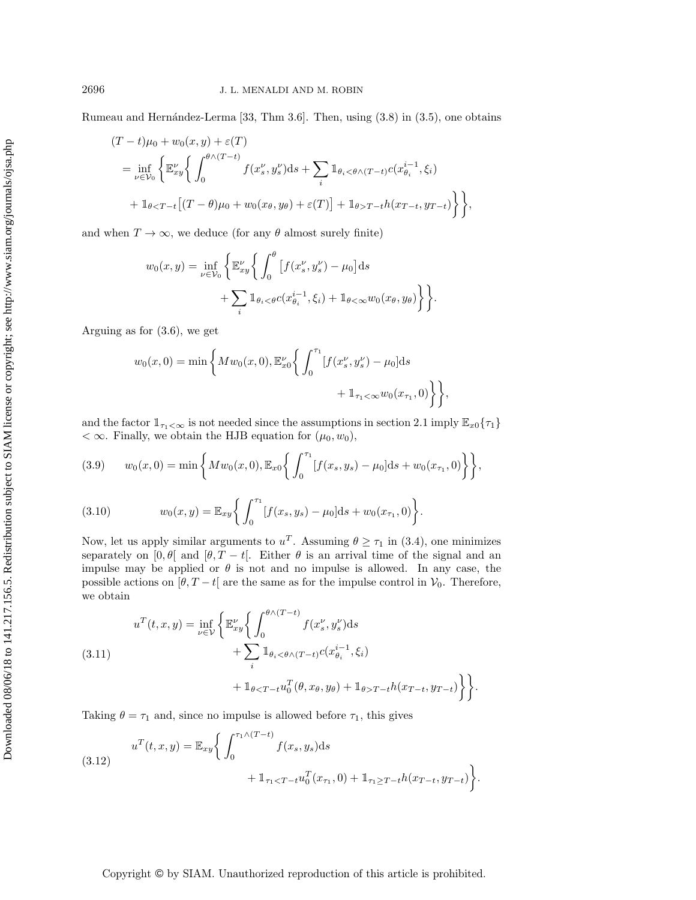Rumeau and Hernández-Lerma [33, Thm 3.6]. Then, using (3.8) in (3.5), one obtains

$$
\begin{aligned}
&(T-t)\mu_0 + w_0(x,y) + \varepsilon(T) \\
&= \inf_{\nu \in \mathcal{V}_0} \bigg\{ \mathbb{E}^{\nu}_{xy} \bigg\{ \int_0^{\theta \wedge (T-t)} f(x^{\nu}_s, y^{\nu}_s) \mathrm{d}s + \sum_i \mathbb{1}_{\theta_i < \theta \wedge (T-t)} c(x^{i-1}_{\theta_i}, \xi_i) \\
&\quad + \mathbb{1}_{\theta < T-t} \big[ (T-\theta)\mu_0 + w_0(x_\theta, y_\theta) + \varepsilon(T) \big] + \mathbb{1}_{\theta > T-t} h(x_{T-t}, y_{T-t}) \bigg\} \bigg\},
\end{aligned}
$$

and when $T \to \infty$, we deduce (for any $\theta$ almost surely finite)

$$
\begin{aligned}
w_0(x,y) = \inf_{\nu \in \mathcal{V}_0} \bigg\{ \mathbb{E}^{\nu}_{xy} \bigg\{ \int_0^{\theta} \big[ f(x^{\nu}_s, y^{\nu}_s) - \mu_0 \big] \mathrm{d}s \\
+ \sum_i \mathbb{1}_{\theta_i < \theta} c(x^{i-1}_{\theta_i}, \xi_i) + \mathbb{1}_{\theta < \infty} w_0(x_\theta, y_\theta) \bigg\} \bigg\}.
\end{aligned}
$$

Arguing as for (3.6), we get

$$
\begin{aligned}
w_0(x,0) = \min \bigg\{ M w_0(x,0), \mathbb{E}^{\nu}_{x0} \bigg\{ \int_0^{\tau_1} [f(x^{\nu}_s, y^{\nu}_s) - \mu_0] \mathrm{d}s \\
+ \mathbb{1}_{\tau_1 < \infty} w_0(x_{\tau_1}, 0) \bigg\} \bigg\},
\end{aligned}
$$

and the factor $\mathbb{1}_{\tau_1 < \infty}$ is not needed since the assumptions in section 2.1 imply $\mathbb{E}_{x0}\{\tau_1\} < \infty$. Finally, we obtain the HJB equation for $(\mu_0, w_0)$,

$$
w_0(x,0) = \min \bigg\{ M w_0(x,0), \mathbb{E}_{x0} \bigg\{ \int_0^{\tau_1} [f(x_s, y_s) - \mu_0] \mathrm{d}s + w_0(x_{\tau_1}, 0) \bigg\} \bigg\}, \tag{3.9}
$$

$$
w_0(x,y) = \mathbb{E}_{xy} \bigg\{ \int_0^{\tau_1} [f(x_s, y_s) - \mu_0] \mathrm{d}s + w_0(x_{\tau_1}, 0) \bigg\}. \tag{3.10}
$$

Now, let us apply similar arguments to $u^T$. Assuming $\theta \geq \tau_1$ in (3.4), one minimizes separately on $[0, \theta[$ and $[\theta, T-t[$. Either $\theta$ is an arrival time of the signal and an impulse may be applied or $\theta$ is not and no impulse is allowed. In any case, the possible actions on $[\theta, T-t[$ are the same as for the impulse control in $\mathcal{V}_0$. Therefore, we obtain

$$
\begin{aligned}
u^T(t,x,y) = \inf_{\nu \in \mathcal{V}} \bigg\{ \mathbb{E}^{\nu}_{xy} \bigg\{ \int_0^{\theta \wedge (T-t)} f(x^{\nu}_s, y^{\nu}_s) \mathrm{d}s \\
+ \sum_i \mathbb{1}_{\theta_i < \theta \wedge (T-t)} c(x^{i-1}_{\theta_i}, \xi_i) \\
+ \mathbb{1}_{\theta < T-t} u^T_0(\theta, x_\theta, y_\theta) + \mathbb{1}_{\theta > T-t} h(x_{T-t}, y_{T-t}) \bigg\} \bigg\}.
\end{aligned} \tag{3.11}
$$

Taking $\theta = \tau_1$ and, since no impulse is allowed before $\tau_1$, this gives

$$
\begin{aligned}
u^T(t,x,y) = \mathbb{E}_{xy} \bigg\{ \int_0^{\tau_1 \wedge (T-t)} f(x_s, y_s) \mathrm{d}s \\
+ \mathbb{1}_{\tau_1 < T-t} u^T_0(x_{\tau_1}, 0) + \mathbb{1}_{\tau_1 \geq T-t} h(x_{T-t}, y_{T-t}) \bigg\}.
\end{aligned} \tag{3.12}
$$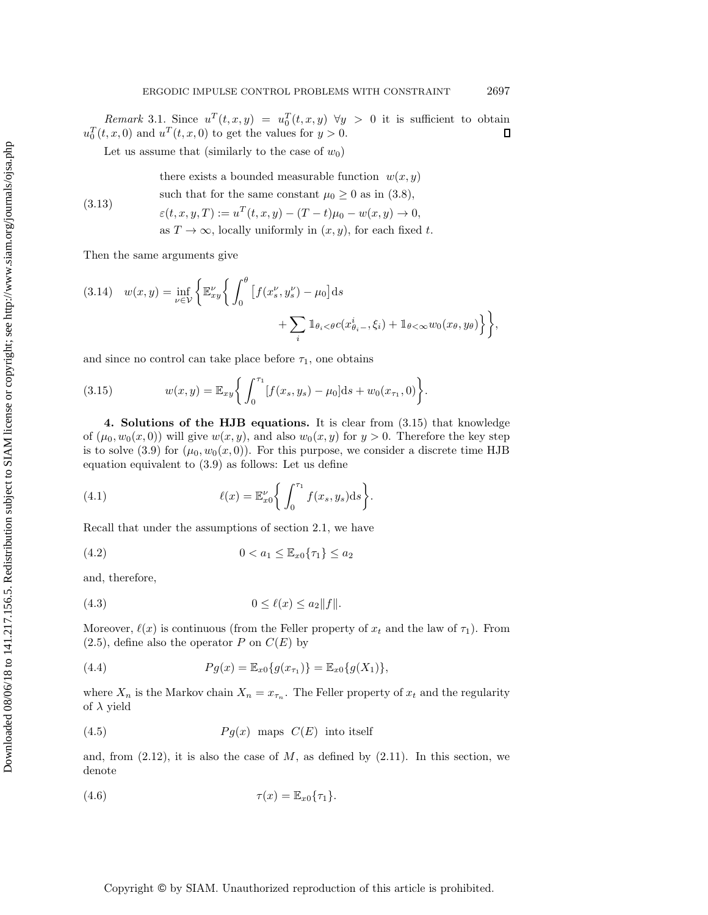*Remark* 3.1. Since $u^T(t,x,y) = u_0^T(t,x,y)$ $\forall y > 0$ it is sufficient to obtain $u_0^T(t,x,0)$ and $u^T(t,x,0)$ to get the values for $y > 0$. $\square$

Let us assume that (similarly to the case of $w_0$)

$$
\text{(3.13)}\quad
\begin{aligned}
&\text{there exists a bounded measurable function } w(x,y)\\
&\text{such that for the same constant } \mu_0 \geq 0 \text{ as in (3.8)},\\
&\varepsilon(t,x,y,T) := u^T(t,x,y) - (T-t)\mu_0 - w(x,y) \to 0,\\
&\text{as } T \to \infty, \text{ locally uniformly in } (x,y), \text{ for each fixed } t.
\end{aligned}
$$

Then the same arguments give

$$
\text{(3.14)}\quad w(x,y) = \inf_{\nu \in \mathcal{V}} \left\{ \mathbb{E}_{xy}^{\nu} \left\{ \int_0^{\theta} \left[ f(x_s^{\nu}, y_s^{\nu}) - \mu_0 \right] \mathrm{d}s + \sum_i \mathbb{1}_{\theta_i < \theta} c(x_{\theta_i -}^{i}, \xi_i) + \mathbb{1}_{\theta < \infty} w_0(x_\theta, y_\theta) \right\} \right\},
$$

and since no control can take place before $\tau_1$, one obtains

$$
\text{(3.15)}\quad w(x,y) = \mathbb{E}_{xy} \left\{ \int_0^{\tau_1} [f(x_s,y_s) - \mu_0] \mathrm{d}s + w_0(x_{\tau_1}, 0) \right\}.
$$

## 4. Solutions of the HJB equations.

It is clear from (3.15) that knowledge of $(\mu_0, w_0(x,0))$ will give $w(x,y)$, and also $w_0(x,y)$ for $y > 0$. Therefore the key step is to solve (3.9) for $(\mu_0, w_0(x,0))$. For this purpose, we consider a discrete time HJB equation equivalent to (3.9) as follows: Let us define

$$
\text{(4.1)}\quad \ell(x) = \mathbb{E}_{x0}^{\nu} \left\{ \int_0^{\tau_1} f(x_s, y_s) \mathrm{d}s \right\}.
$$

Recall that under the assumptions of section 2.1, we have

$$
\text{(4.2)}\quad 0 < a_1 \leq \mathbb{E}_{x0}\{\tau_1\} \leq a_2
$$

and, therefore,

$$
\text{(4.3)}\quad 0 \leq \ell(x) \leq a_2 \|f\|.
$$

Moreover, $\ell(x)$ is continuous (from the Feller property of $x_t$ and the law of $\tau_1$). From (2.5), define also the operator $P$ on $C(E)$ by

$$
\text{(4.4)}\quad Pg(x) = \mathbb{E}_{x0}\{g(x_{\tau_1})\} = \mathbb{E}_{x0}\{g(X_1)\},
$$

where $X_n$ is the Markov chain $X_n = x_{\tau_n}$. The Feller property of $x_t$ and the regularity of $\lambda$ yield

$$
\text{(4.5)}\quad Pg(x) \text{ maps } C(E) \text{ into itself}
$$

and, from (2.12), it is also the case of $M$, as defined by (2.11). In this section, we denote

$$
\text{(4.6)}\quad \tau(x) = \mathbb{E}_{x0}\{\tau_1\}.
$$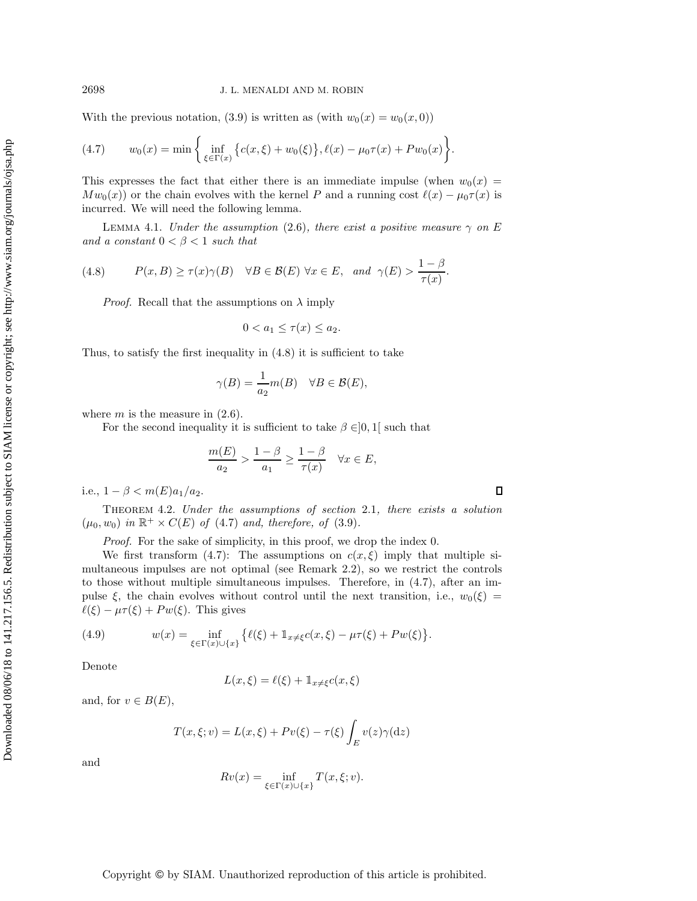With the previous notation, (3.9) is written as (with $w_0(x) = w_0(x, 0)$)

$$
(4.7) \qquad w_0(x) = \min \left\{ \inf_{\xi \in \Gamma(x)} \left\{ c(x,\xi) + w_0(\xi) \right\}, \ell(x) - \mu_0 \tau(x) + P w_0(x) \right\}.
$$

This expresses the fact that either there is an immediate impulse (when $w_0(x) = M w_0(x)$) or the chain evolves with the kernel $P$ and a running cost $\ell(x) - \mu_0 \tau(x)$ is incurred. We will need the following lemma.

Lemma 4.1. *Under the assumption* (2.6), *there exist a positive measure* $\gamma$ *on* $E$ *and a constant* $0 < \beta < 1$ *such that*

$$
(4.8) \qquad P(x, B) \geq \tau(x) \gamma(B) \quad \forall B \in \mathcal{B}(E) \ \forall x \in E, \quad \text{and} \quad \gamma(E) > \frac{1-\beta}{\tau(x)}.
$$

*Proof.* Recall that the assumptions on $\lambda$ imply

$$
0 < a_1 \leq \tau(x) \leq a_2.
$$

Thus, to satisfy the first inequality in (4.8) it is sufficient to take

$$
\gamma(B) = \frac{1}{a_2} m(B) \quad \forall B \in \mathcal{B}(E),
$$

where $m$ is the measure in (2.6).

For the second inequality it is sufficient to take $\beta \in ]0, 1[$ such that

$$
\frac{m(E)}{a_2} > \frac{1-\beta}{a_1} \geq \frac{1-\beta}{\tau(x)} \quad \forall x \in E,
$$

i.e., $1 - \beta < m(E) a_1 / a_2$. ∎

Theorem 4.2. *Under the assumptions of section* 2.1, *there exists a solution* $(\mu_0, w_0)$ *in* $\mathbb{R}^+ \times C(E)$ *of* (4.7) *and, therefore, of* (3.9).

*Proof.* For the sake of simplicity, in this proof, we drop the index 0.

We first transform (4.7): The assumptions on $c(x, \xi)$ imply that multiple simultaneous impulses are not optimal (see Remark 2.2), so we restrict the controls to those without multiple simultaneous impulses. Therefore, in (4.7), after an impulse $\xi$, the chain evolves without control until the next transition, i.e., $w_0(\xi) = \ell(\xi) - \mu\tau(\xi) + Pw(\xi)$. This gives

$$
(4.9) \qquad w(x) = \inf_{\xi \in \Gamma(x) \cup \{x\}} \left\{ \ell(\xi) + \mathbb{1}_{x \neq \xi} c(x, \xi) - \mu \tau(\xi) + P w(\xi) \right\}.
$$

Denote

$$
L(x, \xi) = \ell(\xi) + \mathbb{1}_{x \neq \xi} c(x, \xi)
$$

and, for $v \in B(E)$,

$$
T(x, \xi; v) = L(x, \xi) + P v(\xi) - \tau(\xi) \int_E v(z) \gamma(\mathrm{d}z)
$$

and

$$
R v(x) = \inf_{\xi \in \Gamma(x) \cup \{x\}} T(x, \xi; v).
$$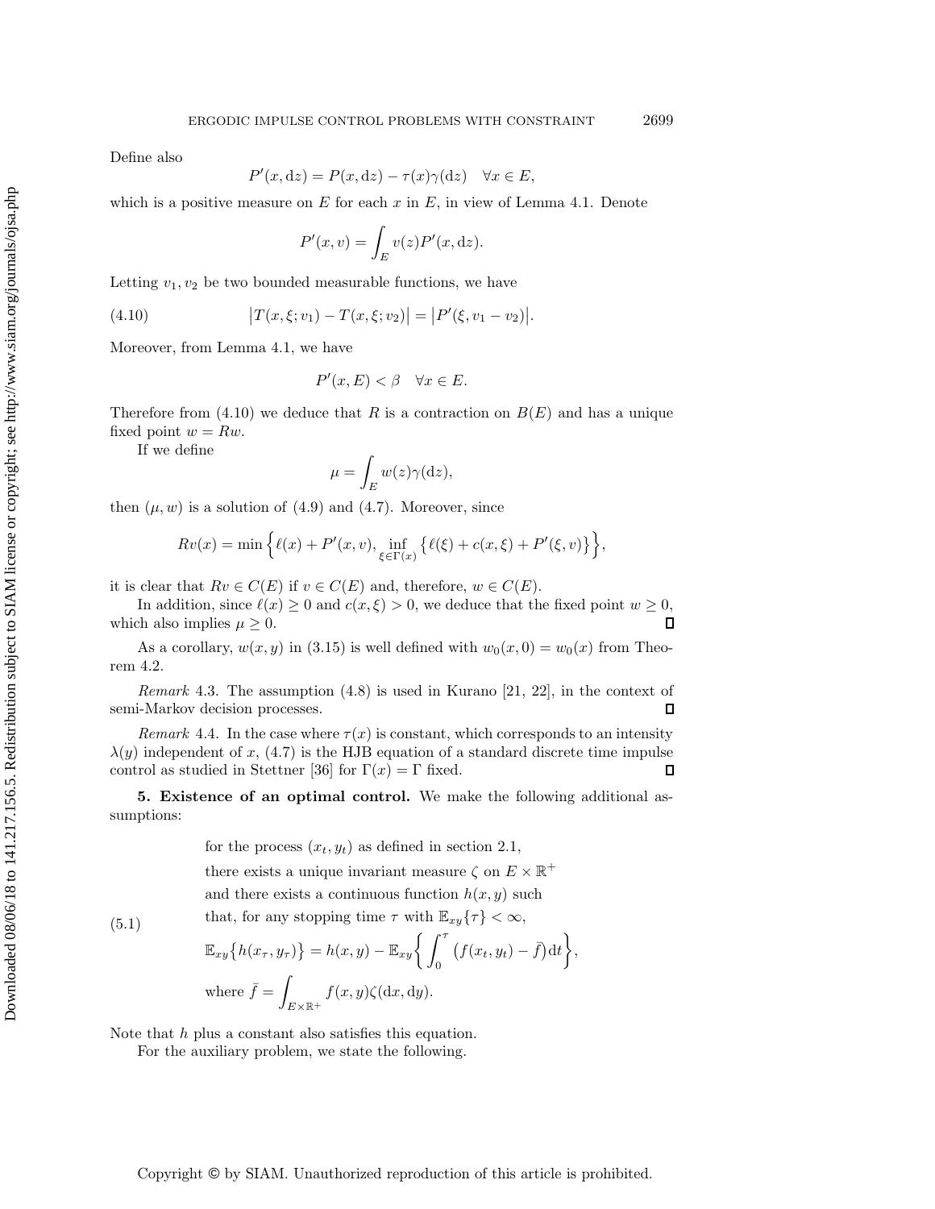Define also

$$P'(x, \mathrm{d}z) = P(x, \mathrm{d}z) - \tau(x)\gamma(\mathrm{d}z) \quad \forall x \in E,$$

which is a positive measure on $E$ for each $x$ in $E$, in view of Lemma 4.1. Denote

$$P'(x, v) = \int_E v(z) P'(x, \mathrm{d}z).$$

Letting $v_1, v_2$ be two bounded measurable functions, we have

$$\big|T(x, \xi; v_1) - T(x, \xi; v_2)\big| = \big|P'(\xi, v_1 - v_2)\big|. \tag{4.10}$$

Moreover, from Lemma 4.1, we have

$$P'(x, E) < \beta \quad \forall x \in E.$$

Therefore from (4.10) we deduce that $R$ is a contraction on $B(E)$ and has a unique fixed point $w = Rw$.

If we define

$$\mu = \int_E w(z)\gamma(\mathrm{d}z),$$

then $(\mu, w)$ is a solution of (4.9) and (4.7). Moreover, since

$$Rv(x) = \min\Big\{\ell(x) + P'(x, v), \inf_{\xi \in \Gamma(x)} \big\{\ell(\xi) + c(x, \xi) + P'(\xi, v)\big\}\Big\},$$

it is clear that $Rv \in C(E)$ if $v \in C(E)$ and, therefore, $w \in C(E)$.

In addition, since $\ell(x) \geq 0$ and $c(x, \xi) > 0$, we deduce that the fixed point $w \geq 0$, which also implies $\mu \geq 0$. ∎

As a corollary, $w(x, y)$ in (3.15) is well defined with $w_0(x, 0) = w_0(x)$ from Theorem 4.2.

*Remark* 4.3. The assumption (4.8) is used in Kurano [21, 22], in the context of semi-Markov decision processes. ∎

*Remark* 4.4. In the case where $\tau(x)$ is constant, which corresponds to an intensity $\lambda(y)$ independent of $x$, (4.7) is the HJB equation of a standard discrete time impulse control as studied in Stettner [36] for $\Gamma(x) = \Gamma$ fixed. ∎

## 5. Existence of an optimal control.

We make the following additional assumptions:

(5.1) for the process $(x_t, y_t)$ as defined in section 2.1, there exists a unique invariant measure $\zeta$ on $E \times \mathbb{R}^+$ and there exists a continuous function $h(x, y)$ such that, for any stopping time $\tau$ with $\mathbb{E}_{xy}\{\tau\} < \infty$,

$$\mathbb{E}_{xy}\big\{h(x_\tau, y_\tau)\big\} = h(x, y) - \mathbb{E}_{xy}\Big\{\int_0^\tau \big(f(x_t, y_t) - \bar{f}\big)\mathrm{d}t\Big\},$$

where $\bar{f} = \displaystyle\int_{E \times \mathbb{R}^+} f(x, y)\zeta(\mathrm{d}x, \mathrm{d}y)$.

Note that $h$ plus a constant also satisfies this equation.

For the auxiliary problem, we state the following.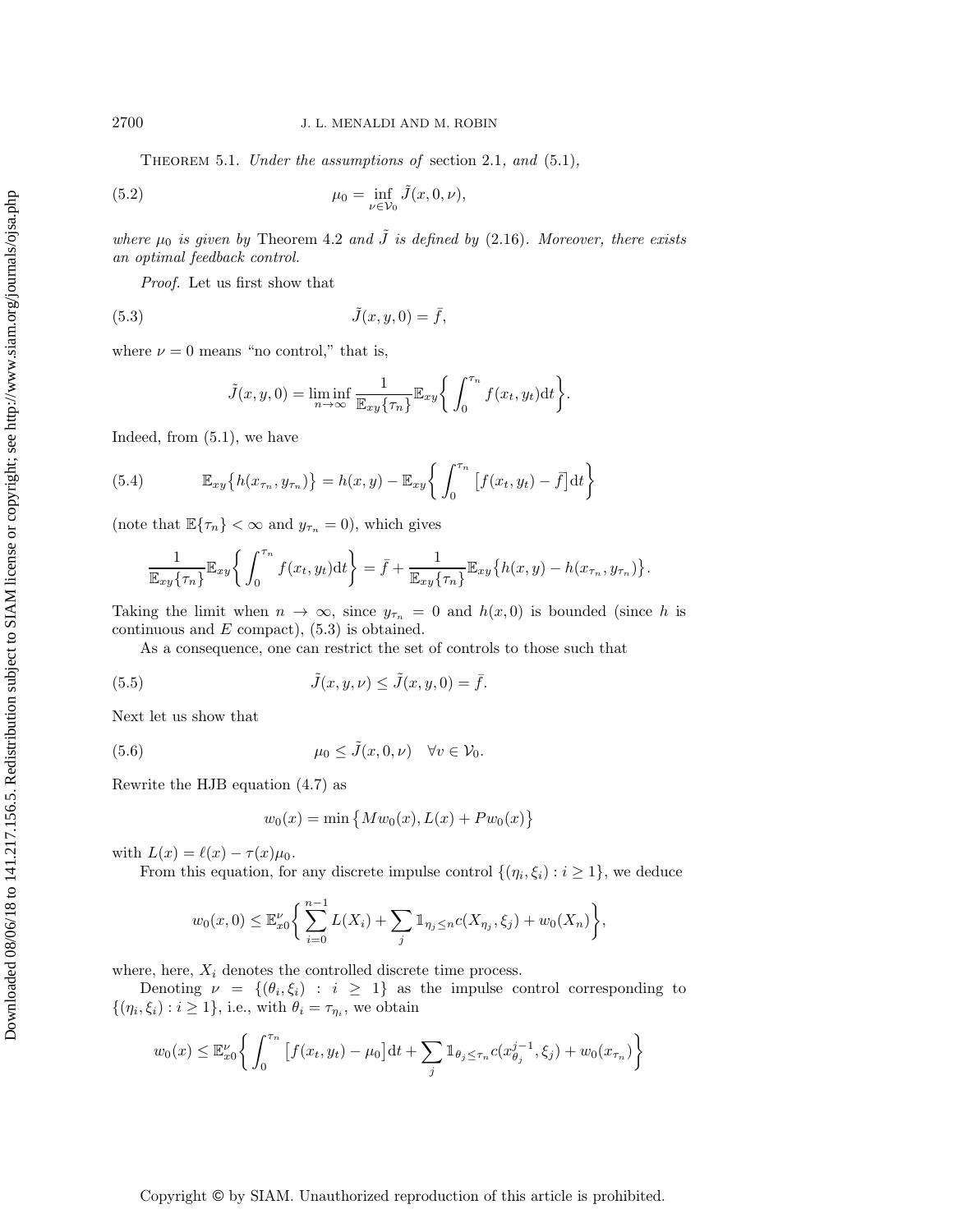Theorem 5.1. *Under the assumptions of* section 2.1*, and* (5.1)*,*

$$\mu_0 = \inf_{\nu \in \mathcal{V}_0} \tilde{J}(x, 0, \nu), \tag{5.2}$$

*where $\mu_0$ is given by* Theorem 4.2 *and $\tilde{J}$ is defined by* (2.16)*. Moreover, there exists an optimal feedback control.*

*Proof.* Let us first show that

$$\tilde{J}(x, y, 0) = \bar{f}, \tag{5.3}$$

where $\nu = 0$ means "no control," that is,

$$\tilde{J}(x, y, 0) = \liminf_{n \to \infty} \frac{1}{\mathbb{E}_{xy}\{\tau_n\}} \mathbb{E}_{xy}\bigg\{ \int_0^{\tau_n} f(x_t, y_t) \mathrm{d}t \bigg\}.$$

Indeed, from (5.1), we have

$$\mathbb{E}_{xy}\big\{ h(x_{\tau_n}, y_{\tau_n}) \big\} = h(x, y) - \mathbb{E}_{xy}\bigg\{ \int_0^{\tau_n} \big[ f(x_t, y_t) - \bar{f} \big] \mathrm{d}t \bigg\} \tag{5.4}$$

(note that $\mathbb{E}\{\tau_n\} < \infty$ and $y_{\tau_n} = 0$), which gives

$$\frac{1}{\mathbb{E}_{xy}\{\tau_n\}} \mathbb{E}_{xy}\bigg\{ \int_0^{\tau_n} f(x_t, y_t) \mathrm{d}t \bigg\} = \bar{f} + \frac{1}{\mathbb{E}_{xy}\{\tau_n\}} \mathbb{E}_{xy}\big\{ h(x, y) - h(x_{\tau_n}, y_{\tau_n}) \big\}.$$

Taking the limit when $n \to \infty$, since $y_{\tau_n} = 0$ and $h(x, 0)$ is bounded (since $h$ is continuous and $E$ compact), (5.3) is obtained.

As a consequence, one can restrict the set of controls to those such that

$$\tilde{J}(x, y, \nu) \leq \tilde{J}(x, y, 0) = \bar{f}. \tag{5.5}$$

Next let us show that

$$\mu_0 \leq \tilde{J}(x, 0, \nu) \quad \forall v \in \mathcal{V}_0. \tag{5.6}$$

Rewrite the HJB equation (4.7) as

$$w_0(x) = \min\big\{ M w_0(x), L(x) + P w_0(x) \big\}$$

with $L(x) = \ell(x) - \tau(x)\mu_0$.

From this equation, for any discrete impulse control $\{(\eta_i, \xi_i) : i \geq 1\}$, we deduce

$$w_0(x, 0) \leq \mathbb{E}^{\nu}_{x0}\bigg\{ \sum_{i=0}^{n-1} L(X_i) + \sum_j \mathbb{1}_{\eta_j \leq n} c(X_{\eta_j}, \xi_j) + w_0(X_n) \bigg\},$$

where, here, $X_i$ denotes the controlled discrete time process.

Denoting $\nu = \{(\theta_i, \xi_i) : i \geq 1\}$ as the impulse control corresponding to $\{(\eta_i, \xi_i) : i \geq 1\}$, i.e., with $\theta_i = \tau_{\eta_i}$, we obtain

$$w_0(x) \leq \mathbb{E}^{\nu}_{x0}\bigg\{ \int_0^{\tau_n} \big[ f(x_t, y_t) - \mu_0 \big] \mathrm{d}t + \sum_j \mathbb{1}_{\theta_j \leq \tau_n} c(x^{j-1}_{\theta_j}, \xi_j) + w_0(x_{\tau_n}) \bigg\}$$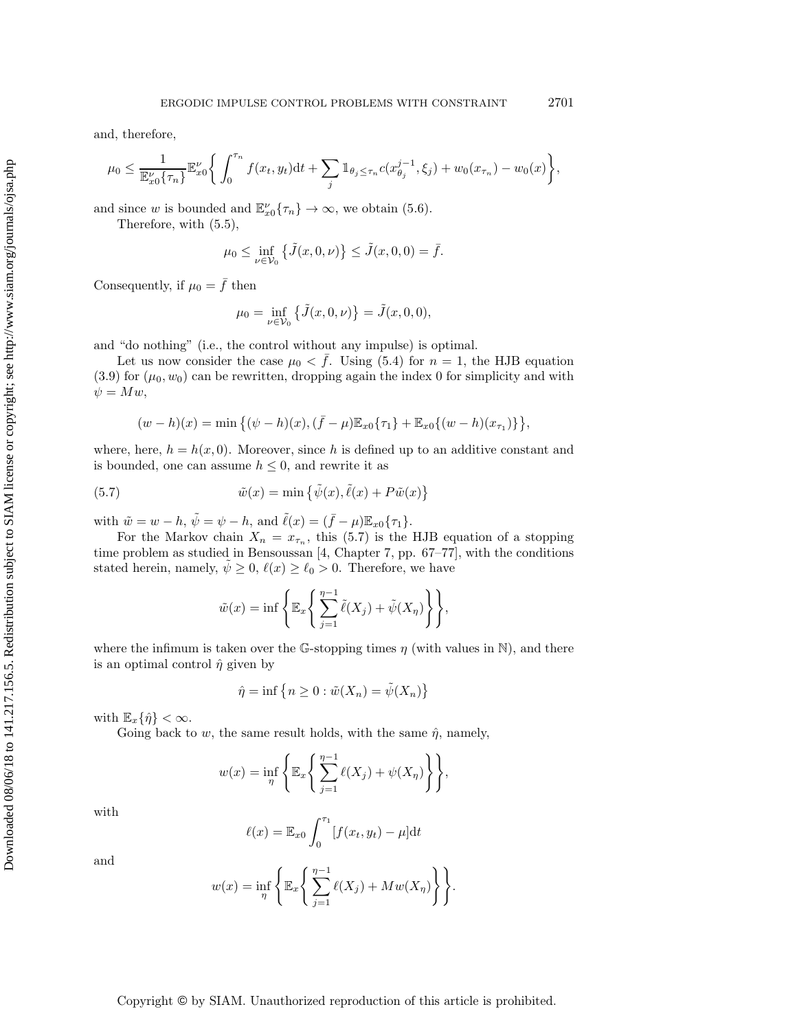and, therefore,

$$\mu_0 \leq \frac{1}{\mathbb{E}^{\nu}_{x0}\{\tau_n\}}\mathbb{E}^{\nu}_{x0}\bigg\{\int_0^{\tau_n} f(x_t,y_t)\mathrm{d}t + \sum_j \mathbb{1}_{\theta_j\leq\tau_n} c(x^{j-1}_{\theta_j},\xi_j) + w_0(x_{\tau_n}) - w_0(x)\bigg\},$$

and since $w$ is bounded and $\mathbb{E}^{\nu}_{x0}\{\tau_n\}\to\infty$, we obtain (5.6).

Therefore, with (5.5),

$$\mu_0 \leq \inf_{\nu\in\mathcal{V}_0}\big\{\tilde{J}(x,0,\nu)\big\} \leq \tilde{J}(x,0,0) = \bar{f}.$$

Consequently, if $\mu_0 = \bar{f}$ then

$$\mu_0 = \inf_{\nu\in\mathcal{V}_0}\big\{\tilde{J}(x,0,\nu)\big\} = \tilde{J}(x,0,0),$$

and "do nothing" (i.e., the control without any impulse) is optimal.

Let us now consider the case $\mu_0 < \bar{f}$. Using (5.4) for $n=1$, the HJB equation (3.9) for $(\mu_0, w_0)$ can be rewritten, dropping again the index 0 for simplicity and with $\psi = Mw$,

$$(w-h)(x) = \min\big\{(\psi-h)(x), (\bar{f}-\mu)\mathbb{E}_{x0}\{\tau_1\} + \mathbb{E}_{x0}\{(w-h)(x_{\tau_1})\}\big\},$$

where, here, $h = h(x,0)$. Moreover, since $h$ is defined up to an additive constant and is bounded, one can assume $h\leq 0$, and rewrite it as

$$\tilde{w}(x) = \min\big\{\tilde{\psi}(x), \tilde{\ell}(x) + P\tilde{w}(x)\big\} \tag{5.7}$$

with $\tilde{w} = w-h$, $\tilde{\psi} = \psi - h$, and $\tilde{\ell}(x) = (\bar{f}-\mu)\mathbb{E}_{x0}\{\tau_1\}$.

For the Markov chain $X_n = x_{\tau_n}$, this (5.7) is the HJB equation of a stopping time problem as studied in Bensoussan [4, Chapter 7, pp. 67–77], with the conditions stated herein, namely, $\tilde{\psi}\geq 0$, $\ell(x)\geq\ell_0>0$. Therefore, we have

$$\tilde{w}(x) = \inf\bigg\{\mathbb{E}_x\bigg\{\sum_{j=1}^{\eta-1}\tilde{\ell}(X_j) + \tilde{\psi}(X_\eta)\bigg\}\bigg\},$$

where the infimum is taken over the $\mathbb{G}$-stopping times $\eta$ (with values in $\mathbb{N}$), and there is an optimal control $\hat{\eta}$ given by

$$\hat{\eta} = \inf\big\{n\geq 0 : \tilde{w}(X_n) = \tilde{\psi}(X_n)\big\}$$

with $\mathbb{E}_x\{\hat{\eta}\}<\infty$.

Going back to $w$, the same result holds, with the same $\hat{\eta}$, namely,

$$w(x) = \inf_\eta\bigg\{\mathbb{E}_x\bigg\{\sum_{j=1}^{\eta-1}\ell(X_j) + \psi(X_\eta)\bigg\}\bigg\},$$

with

$$\ell(x) = \mathbb{E}_{x0}\int_0^{\tau_1}[f(x_t,y_t)-\mu]\mathrm{d}t$$

and

$$w(x) = \inf_\eta\bigg\{\mathbb{E}_x\bigg\{\sum_{j=1}^{\eta-1}\ell(X_j) + Mw(X_\eta)\bigg\}\bigg\}.$$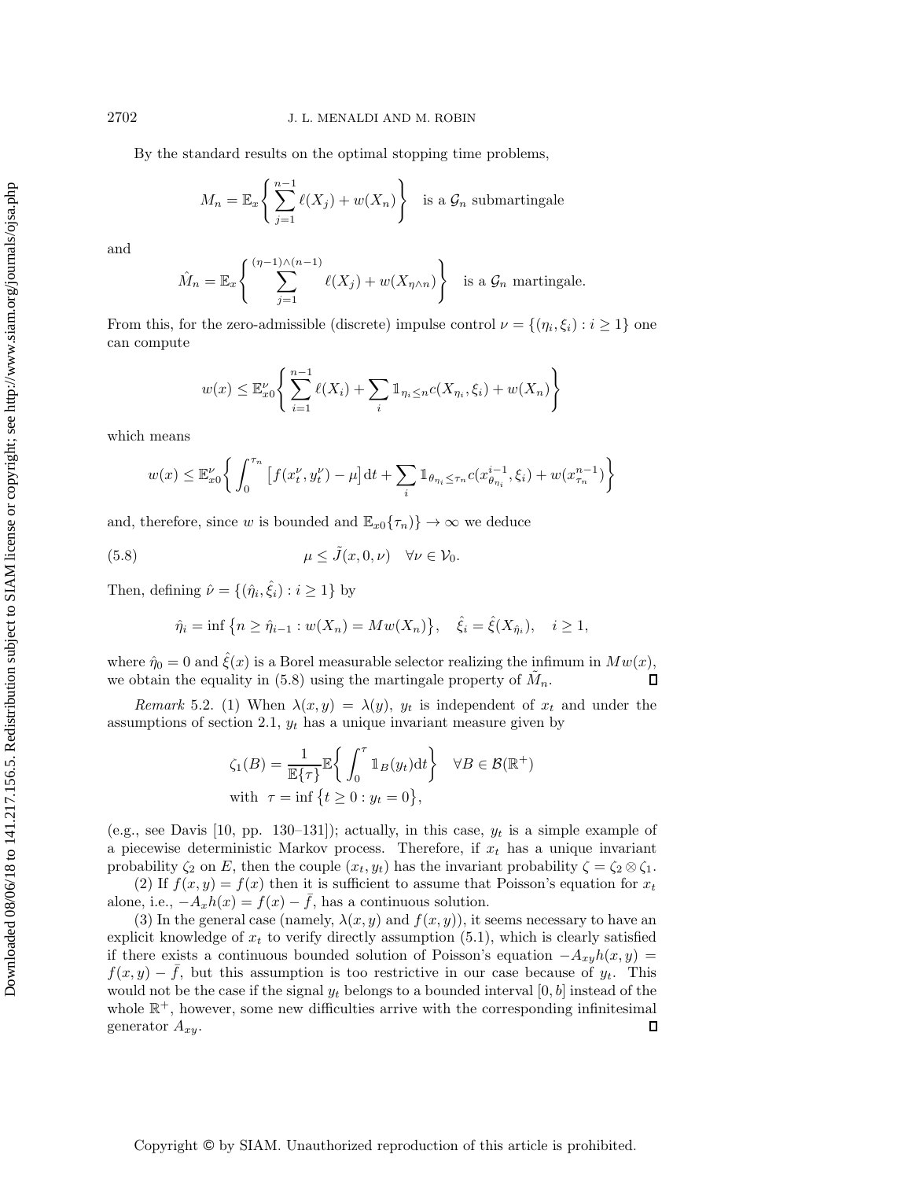By the standard results on the optimal stopping time problems,

$$M_n = \mathbb{E}_x\bigg\{ \sum_{j=1}^{n-1} \ell(X_j) + w(X_n)\bigg\} \quad \text{is a } \mathcal{G}_n \text{ submartingale}$$

and

$$\hat{M}_n = \mathbb{E}_x\bigg\{ \sum_{j=1}^{(\eta-1)\wedge(n-1)} \ell(X_j) + w(X_{\eta\wedge n})\bigg\} \quad \text{is a } \mathcal{G}_n \text{ martingale.}$$

From this, for the zero-admissible (discrete) impulse control $\nu = \{(\eta_i, \xi_i) : i \geq 1\}$ one can compute

$$w(x) \leq \mathbb{E}^{\nu}_{x0}\bigg\{ \sum_{i=1}^{n-1} \ell(X_i) + \sum_i \mathbb{1}_{\eta_i \leq n} c(X_{\eta_i}, \xi_i) + w(X_n)\bigg\}$$

which means

$$w(x) \leq \mathbb{E}^{\nu}_{x0}\bigg\{ \int_0^{\tau_n} \big[f(x^{\nu}_t, y^{\nu}_t) - \mu\big]\mathrm{d}t + \sum_i \mathbb{1}_{\theta_{\eta_i} \leq \tau_n} c(x^{i-1}_{\theta_{\eta_i}}, \xi_i) + w(x^{n-1}_{\tau_n})\bigg\}$$

and, therefore, since $w$ is bounded and $\mathbb{E}_{x0}\{\tau_n)\} \to \infty$ we deduce

$$\mu \leq \tilde{J}(x, 0, \nu) \quad \forall \nu \in \mathcal{V}_0. \tag{5.8}$$

Then, defining $\hat{\nu} = \{(\hat{\eta}_i, \hat{\xi}_i) : i \geq 1\}$ by

$$\hat{\eta}_i = \inf\big\{n \geq \hat{\eta}_{i-1} : w(X_n) = Mw(X_n)\big\}, \quad \hat{\xi}_i = \hat{\xi}(X_{\hat{\eta}_i}), \quad i \geq 1,$$

where $\hat{\eta}_0 = 0$ and $\hat{\xi}(x)$ is a Borel measurable selector realizing the infimum in $Mw(x)$, we obtain the equality in (5.8) using the martingale property of $\tilde{M}_n$. □

*Remark* 5.2. (1) When $\lambda(x, y) = \lambda(y)$, $y_t$ is independent of $x_t$ and under the assumptions of section 2.1, $y_t$ has a unique invariant measure given by

$$\zeta_1(B) = \frac{1}{\mathbb{E}\{\tau\}}\mathbb{E}\bigg\{ \int_0^{\tau} \mathbb{1}_B(y_t)\mathrm{d}t\bigg\} \quad \forall B \in \mathcal{B}(\mathbb{R}^+)$$
$$\text{with } \ \tau = \inf\big\{t \geq 0 : y_t = 0\big\},$$

(e.g., see Davis [10, pp. 130–131]); actually, in this case, $y_t$ is a simple example of a piecewise deterministic Markov process. Therefore, if $x_t$ has a unique invariant probability $\zeta_2$ on $E$, then the couple $(x_t, y_t)$ has the invariant probability $\zeta = \zeta_2 \otimes \zeta_1$.

(2) If $f(x, y) = f(x)$ then it is sufficient to assume that Poisson's equation for $x_t$ alone, i.e., $-A_x h(x) = f(x) - \bar{f}$, has a continuous solution.

(3) In the general case (namely, $\lambda(x, y)$ and $f(x, y)$), it seems necessary to have an explicit knowledge of $x_t$ to verify directly assumption (5.1), which is clearly satisfied if there exists a continuous bounded solution of Poisson's equation $-A_{xy}h(x, y) = f(x, y) - \bar{f}$, but this assumption is too restrictive in our case because of $y_t$. This would not be the case if the signal $y_t$ belongs to a bounded interval $[0, b]$ instead of the whole $\mathbb{R}^+$, however, some new difficulties arrive with the corresponding infinitesimal generator $A_{xy}$. □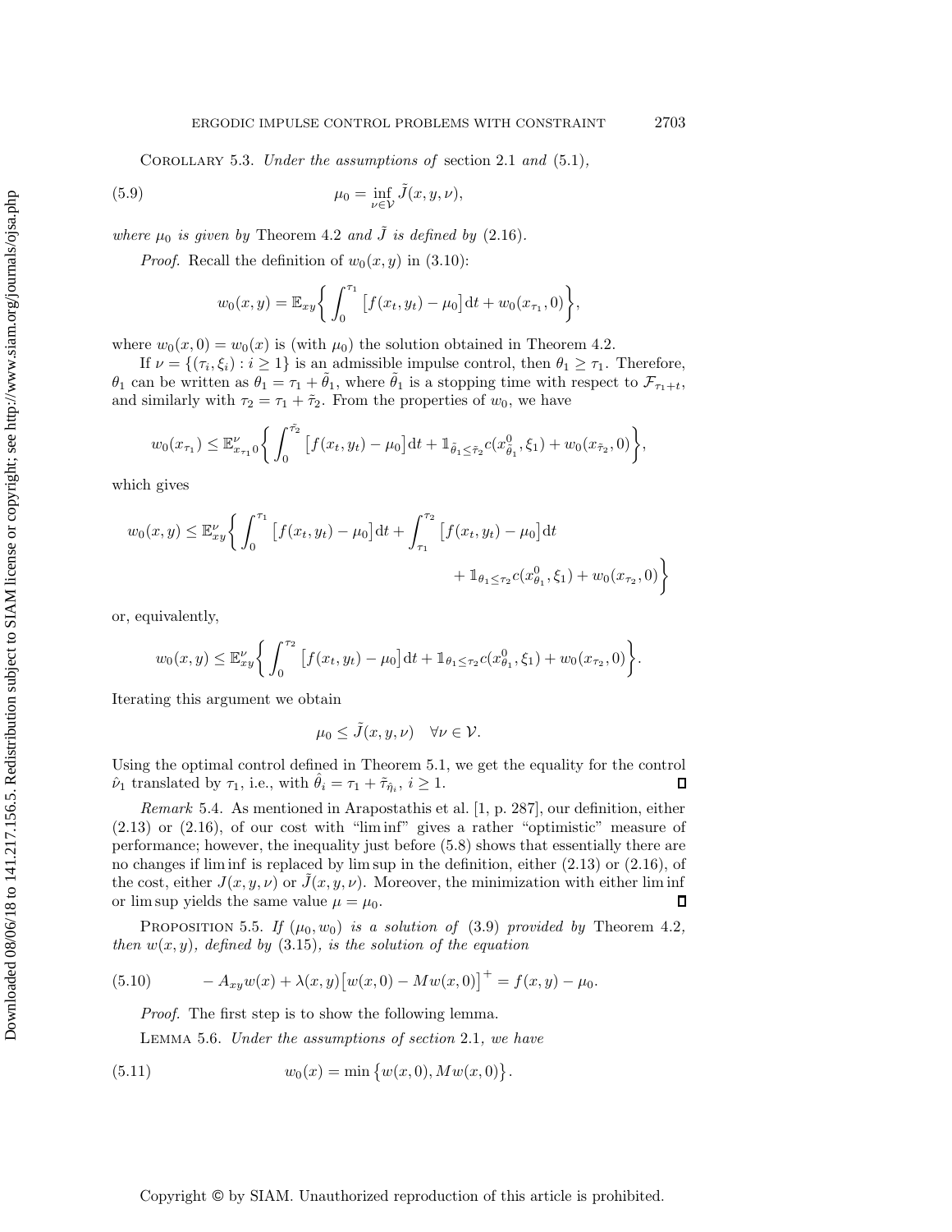Corollary 5.3. *Under the assumptions of* section 2.1 *and* (5.1),

$$\mu_0 = \inf_{\nu \in \mathcal{V}} \tilde{J}(x, y, \nu), \tag{5.9}$$

*where* $\mu_0$ *is given by* Theorem 4.2 *and* $\tilde{J}$ *is defined by* (2.16).

*Proof.* Recall the definition of $w_0(x, y)$ in (3.10):

$$w_0(x, y) = \mathbb{E}_{xy}\bigg\{ \int_0^{\tau_1} \big[f(x_t, y_t) - \mu_0\big] \mathrm{d}t + w_0(x_{\tau_1}, 0)\bigg\},$$

where $w_0(x, 0) = w_0(x)$ is (with $\mu_0$) the solution obtained in Theorem 4.2.

If $\nu = \{(\tau_i, \xi_i) : i \geq 1\}$ is an admissible impulse control, then $\theta_1 \geq \tau_1$. Therefore, $\theta_1$ can be written as $\theta_1 = \tau_1 + \tilde{\theta}_1$, where $\tilde{\theta}_1$ is a stopping time with respect to $\mathcal{F}_{\tau_1+t}$, and similarly with $\tau_2 = \tau_1 + \tilde{\tau}_2$. From the properties of $w_0$, we have

$$w_0(x_{\tau_1}) \leq \mathbb{E}^{\nu}_{x_{\tau_1} 0}\bigg\{ \int_0^{\tilde{\tau}_2} \big[f(x_t, y_t) - \mu_0\big] \mathrm{d}t + \mathbb{1}_{\tilde{\theta}_1 \leq \tilde{\tau}_2} c(x^0_{\tilde{\theta}_1}, \xi_1) + w_0(x_{\tilde{\tau}_2}, 0)\bigg\},$$

which gives

$$w_0(x, y) \leq \mathbb{E}^{\nu}_{xy}\bigg\{ \int_0^{\tau_1} \big[f(x_t, y_t) - \mu_0\big] \mathrm{d}t + \int_{\tau_1}^{\tau_2} \big[f(x_t, y_t) - \mu_0\big] \mathrm{d}t + \mathbb{1}_{\theta_1 \leq \tau_2} c(x^0_{\theta_1}, \xi_1) + w_0(x_{\tau_2}, 0)\bigg\}$$

or, equivalently,

$$w_0(x, y) \leq \mathbb{E}^{\nu}_{xy}\bigg\{ \int_0^{\tau_2} \big[f(x_t, y_t) - \mu_0\big] \mathrm{d}t + \mathbb{1}_{\theta_1 \leq \tau_2} c(x^0_{\theta_1}, \xi_1) + w_0(x_{\tau_2}, 0)\bigg\}.$$

Iterating this argument we obtain

$$\mu_0 \leq \tilde{J}(x, y, \nu) \quad \forall \nu \in \mathcal{V}.$$

Using the optimal control defined in Theorem 5.1, we get the equality for the control $\hat{\nu}_1$ translated by $\tau_1$, i.e., with $\hat{\theta}_i = \tau_1 + \tilde{\tau}_{\hat{\eta}_i}$, $i \geq 1$. ∎

*Remark* 5.4. As mentioned in Arapostathis et al. [1, p. 287], our definition, either (2.13) or (2.16), of our cost with "lim inf" gives a rather "optimistic" measure of performance; however, the inequality just before (5.8) shows that essentially there are no changes if lim inf is replaced by lim sup in the definition, either (2.13) or (2.16), of the cost, either $J(x, y, \nu)$ or $\tilde{J}(x, y, \nu)$. Moreover, the minimization with either lim inf or lim sup yields the same value $\mu = \mu_0$. ∎

Proposition 5.5. *If* $(\mu_0, w_0)$ *is a solution of* (3.9) *provided by* Theorem 4.2, *then* $w(x, y)$, *defined by* (3.15), *is the solution of the equation*

$$-A_{xy} w(x) + \lambda(x, y)\big[w(x, 0) - Mw(x, 0)\big]^+ = f(x, y) - \mu_0. \tag{5.10}$$

*Proof.* The first step is to show the following lemma.

Lemma 5.6. *Under the assumptions of section* 2.1, *we have*

$$w_0(x) = \min\big\{w(x, 0), Mw(x, 0)\big\}. \tag{5.11}$$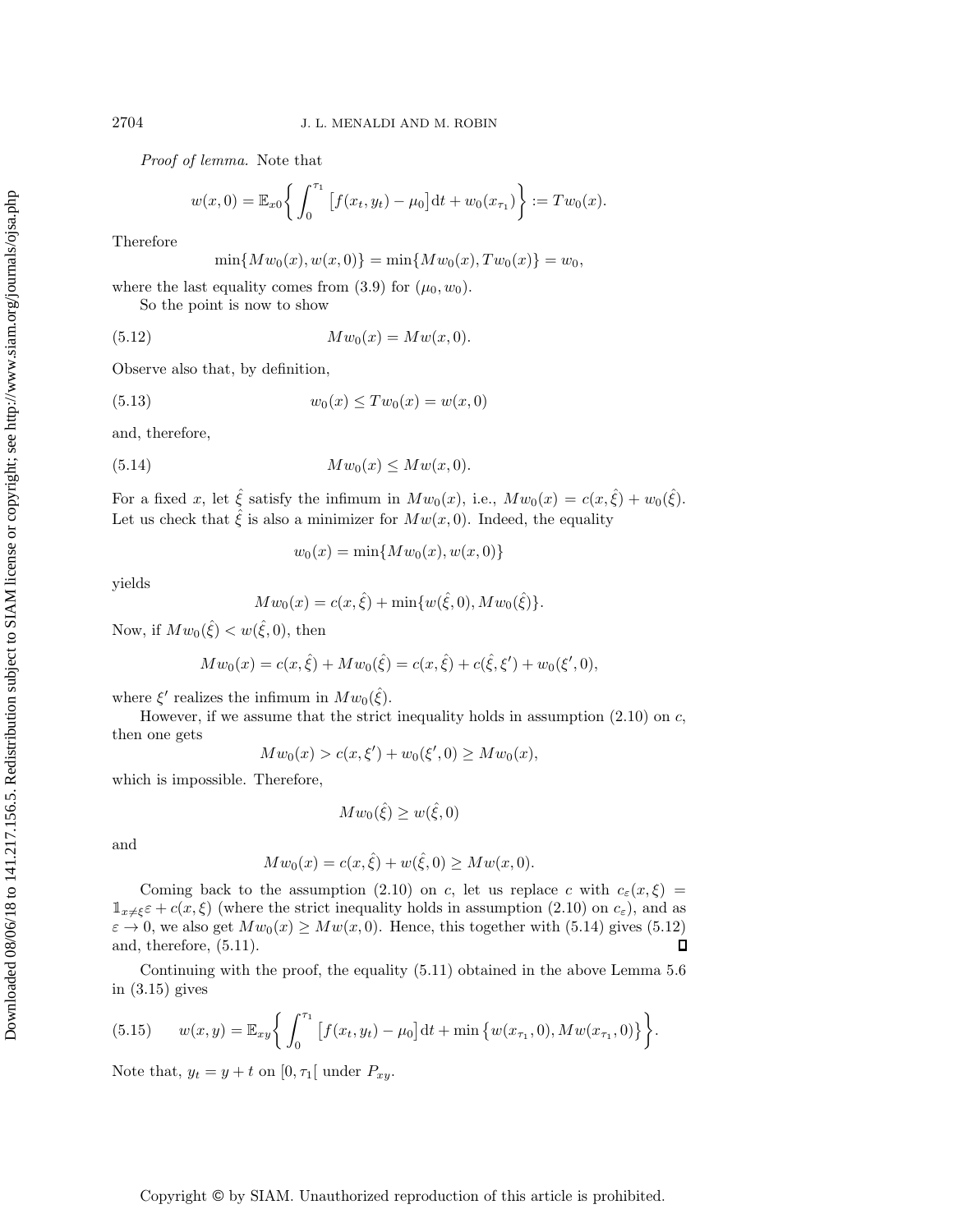*Proof of lemma.* Note that

$$w(x,0) = \mathbb{E}_{x0}\bigg\{ \int_0^{\tau_1} \big[f(x_t,y_t) - \mu_0\big] \mathrm{d}t + w_0(x_{\tau_1}) \bigg\} := Tw_0(x).$$

Therefore

$$\min\{Mw_0(x), w(x,0)\} = \min\{Mw_0(x), Tw_0(x)\} = w_0,$$

where the last equality comes from (3.9) for $(\mu_0, w_0)$.

So the point is now to show

$$Mw_0(x) = Mw(x,0). \tag{5.12}$$

Observe also that, by definition,

$$w_0(x) \leq Tw_0(x) = w(x,0) \tag{5.13}$$

and, therefore,

$$Mw_0(x) \leq Mw(x,0). \tag{5.14}$$

For a fixed $x$, let $\hat{\xi}$ satisfy the infimum in $Mw_0(x)$, i.e., $Mw_0(x) = c(x,\hat{\xi}) + w_0(\hat{\xi})$. Let us check that $\hat{\xi}$ is also a minimizer for $Mw(x,0)$. Indeed, the equality

$$w_0(x) = \min\{Mw_0(x), w(x,0)\}$$

yields

$$Mw_0(x) = c(x,\hat{\xi}) + \min\{w(\hat{\xi},0), Mw_0(\hat{\xi})\}.$$

Now, if $Mw_0(\hat{\xi}) < w(\hat{\xi},0)$, then

$$Mw_0(x) = c(x,\hat{\xi}) + Mw_0(\hat{\xi}) = c(x,\hat{\xi}) + c(\hat{\xi},\xi') + w_0(\xi',0),$$

where $\xi'$ realizes the infimum in $Mw_0(\hat{\xi})$.

However, if we assume that the strict inequality holds in assumption (2.10) on $c$, then one gets

$$Mw_0(x) > c(x,\xi') + w_0(\xi',0) \geq Mw_0(x),$$

which is impossible. Therefore,

$$Mw_0(\hat{\xi}) \geq w(\hat{\xi},0)$$

and

$$Mw_0(x) = c(x,\hat{\xi}) + w(\hat{\xi},0) \geq Mw(x,0).$$

Coming back to the assumption (2.10) on $c$, let us replace $c$ with $c_\varepsilon(x,\xi) = \mathbb{1}_{x\neq\xi}\varepsilon + c(x,\xi)$ (where the strict inequality holds in assumption (2.10) on $c_\varepsilon$), and as $\varepsilon \to 0$, we also get $Mw_0(x) \geq Mw(x,0)$. Hence, this together with (5.14) gives (5.12) and, therefore, (5.11). $\square$

Continuing with the proof, the equality (5.11) obtained in the above Lemma 5.6 in (3.15) gives

$$w(x,y) = \mathbb{E}_{xy}\bigg\{ \int_0^{\tau_1} \big[f(x_t,y_t) - \mu_0\big] \mathrm{d}t + \min\big\{w(x_{\tau_1},0), Mw(x_{\tau_1},0)\big\} \bigg\}. \tag{5.15}$$

Note that, $y_t = y + t$ on $[0,\tau_1[$ under $P_{xy}$.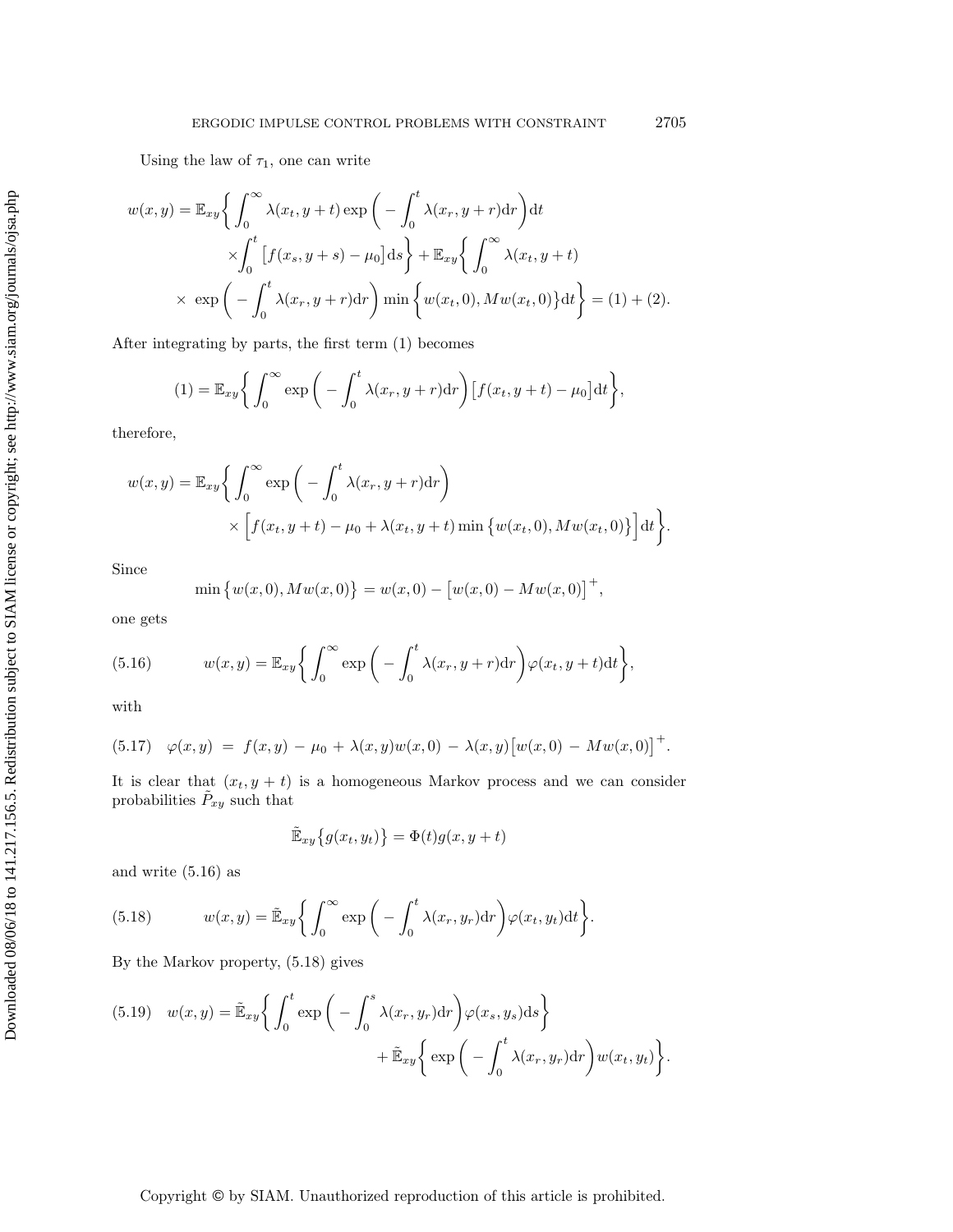Using the law of $\tau_1$, one can write

$$
\begin{aligned}
w(x,y) = \mathbb{E}_{xy}\bigg\{ \int_0^\infty \lambda(x_t, y+t) \exp\bigg( - \int_0^t \lambda(x_r, y+r)\mathrm{d}r\bigg)\mathrm{d}t \\
\times \int_0^t \big[f(x_s, y+s) - \mu_0\big]\mathrm{d}s\bigg\} + \mathbb{E}_{xy}\bigg\{ \int_0^\infty \lambda(x_t, y+t) \\
\times \ \exp\bigg( - \int_0^t \lambda(x_r, y+r)\mathrm{d}r\bigg) \min\Big\{ w(x_t, 0), Mw(x_t, 0)\Big\}\mathrm{d}t\bigg\} = (1) + (2).
\end{aligned}
$$

After integrating by parts, the first term (1) becomes

$$
(1) = \mathbb{E}_{xy}\bigg\{ \int_0^\infty \exp\bigg( - \int_0^t \lambda(x_r, y+r)\mathrm{d}r\bigg)\big[f(x_t, y+t) - \mu_0\big]\mathrm{d}t\bigg\},
$$

therefore,

$$
\begin{aligned}
w(x,y) = \mathbb{E}_{xy}\bigg\{ \int_0^\infty \exp\bigg( - \int_0^t \lambda(x_r, y+r)\mathrm{d}r\bigg) \\
\times \Big[f(x_t, y+t) - \mu_0 + \lambda(x_t, y+t) \min\big\{w(x_t, 0), Mw(x_t, 0)\big\}\Big]\mathrm{d}t\bigg\}.
\end{aligned}
$$

Since

$$
\min\big\{w(x,0), Mw(x,0)\big\} = w(x,0) - \big[w(x,0) - Mw(x,0)\big]^+,
$$

one gets

$$
w(x,y) = \mathbb{E}_{xy}\bigg\{ \int_0^\infty \exp\bigg( - \int_0^t \lambda(x_r, y+r)\mathrm{d}r\bigg)\varphi(x_t, y+t)\mathrm{d}t\bigg\}, \tag{5.16}
$$

with

$$
\varphi(x,y) \ = \ f(x,y) - \mu_0 + \lambda(x,y)w(x,0) - \lambda(x,y)\big[w(x,0) - Mw(x,0)\big]^+. \tag{5.17}
$$

It is clear that $(x_t, y+t)$ is a homogeneous Markov process and we can consider probabilities $\tilde{P}_{xy}$ such that

$$
\tilde{\mathbb{E}}_{xy}\big\{g(x_t, y_t)\big\} = \Phi(t)g(x, y+t)
$$

and write (5.16) as

$$
w(x,y) = \tilde{\mathbb{E}}_{xy}\bigg\{ \int_0^\infty \exp\bigg( - \int_0^t \lambda(x_r, y_r)\mathrm{d}r\bigg)\varphi(x_t, y_t)\mathrm{d}t\bigg\}. \tag{5.18}
$$

By the Markov property, (5.18) gives

$$
\begin{aligned}
w(x,y) = \tilde{\mathbb{E}}_{xy}\bigg\{ \int_0^t \exp\bigg( - \int_0^s \lambda(x_r, y_r)\mathrm{d}r\bigg)\varphi(x_s, y_s)\mathrm{d}s\bigg\} \\
+ \tilde{\mathbb{E}}_{xy}\bigg\{ \exp\bigg( - \int_0^t \lambda(x_r, y_r)\mathrm{d}r\bigg) w(x_t, y_t)\bigg\}.
\end{aligned} \tag{5.19}
$$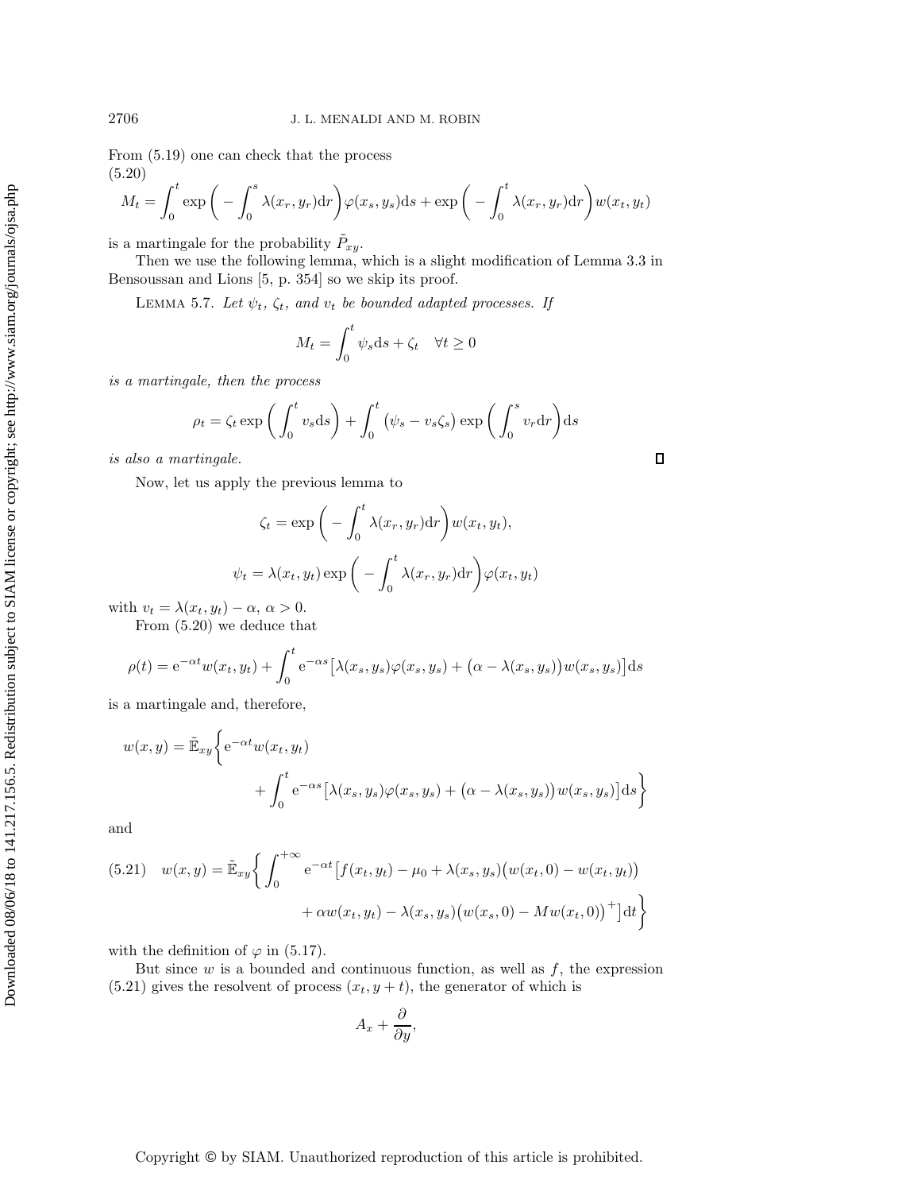From (5.19) one can check that the process

$$M_t = \int_0^t \exp\bigg( -\int_0^s \lambda(x_r, y_r)\mathrm{d}r \bigg)\varphi(x_s, y_s)\mathrm{d}s + \exp\bigg( -\int_0^t \lambda(x_r, y_r)\mathrm{d}r \bigg) w(x_t, y_t) \tag{5.20}$$

is a martingale for the probability $\tilde{P}_{xy}$.

Then we use the following lemma, which is a slight modification of Lemma 3.3 in Bensoussan and Lions [5, p. 354] so we skip its proof.

Lemma 5.7. *Let $\psi_t$, $\zeta_t$, and $v_t$ be bounded adapted processes. If*

$$M_t = \int_0^t \psi_s \mathrm{d}s + \zeta_t \quad \forall t \geq 0$$

*is a martingale, then the process*

$$\rho_t = \zeta_t \exp\bigg( \int_0^t v_s \mathrm{d}s \bigg) + \int_0^t \big(\psi_s - v_s \zeta_s\big) \exp\bigg( \int_0^s v_r \mathrm{d}r \bigg)\mathrm{d}s$$

*is also a martingale.* □

Now, let us apply the previous lemma to

$$\zeta_t = \exp\bigg( -\int_0^t \lambda(x_r, y_r)\mathrm{d}r \bigg) w(x_t, y_t),$$

$$\psi_t = \lambda(x_t, y_t) \exp\bigg( -\int_0^t \lambda(x_r, y_r)\mathrm{d}r \bigg) \varphi(x_t, y_t)$$

with $v_t = \lambda(x_t, y_t) - \alpha$, $\alpha > 0$.

From (5.20) we deduce that

$$\rho(t) = \mathrm{e}^{-\alpha t} w(x_t, y_t) + \int_0^t \mathrm{e}^{-\alpha s}\big[\lambda(x_s, y_s)\varphi(x_s, y_s) + \big(\alpha - \lambda(x_s, y_s)\big) w(x_s, y_s)\big]\mathrm{d}s$$

is a martingale and, therefore,

$$w(x, y) = \tilde{\mathbb{E}}_{xy}\bigg\{ \mathrm{e}^{-\alpha t} w(x_t, y_t) + \int_0^t \mathrm{e}^{-\alpha s}\big[\lambda(x_s, y_s)\varphi(x_s, y_s) + \big(\alpha - \lambda(x_s, y_s)\big) w(x_s, y_s)\big]\mathrm{d}s \bigg\}$$

and

$$w(x, y) = \tilde{\mathbb{E}}_{xy}\bigg\{ \int_0^{+\infty} \mathrm{e}^{-\alpha t}\big[f(x_t, y_t) - \mu_0 + \lambda(x_s, y_s)\big(w(x_t, 0) - w(x_t, y_t)\big) + \alpha w(x_t, y_t) - \lambda(x_s, y_s)\big(w(x_s, 0) - M w(x_t, 0)\big)^+\big]\mathrm{d}t \bigg\} \tag{5.21}$$

with the definition of $\varphi$ in (5.17).

But since $w$ is a bounded and continuous function, as well as $f$, the expression (5.21) gives the resolvent of process $(x_t, y + t)$, the generator of which is

$$A_x + \frac{\partial}{\partial y},$$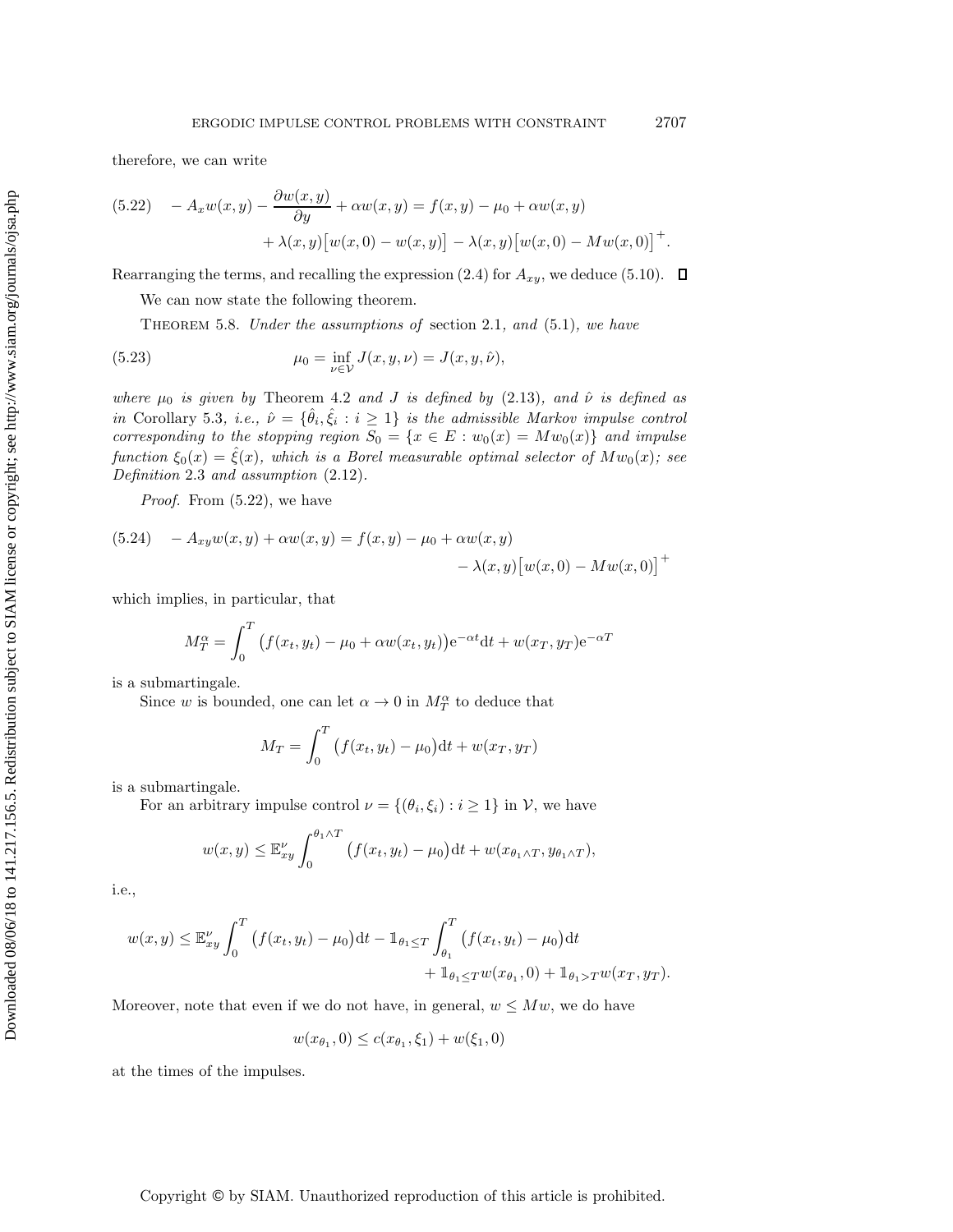therefore, we can write

$$
\begin{aligned}
(5.22)\quad -A_x w(x,y) - \frac{\partial w(x,y)}{\partial y} + \alpha w(x,y) &= f(x,y) - \mu_0 + \alpha w(x,y) \\
&\quad + \lambda(x,y)\big[w(x,0) - w(x,y)\big] - \lambda(x,y)\big[w(x,0) - Mw(x,0)\big]^+.
\end{aligned}
$$

Rearranging the terms, and recalling the expression (2.4) for $A_{xy}$, we deduce (5.10). $\square$

We can now state the following theorem.

THEOREM 5.8. *Under the assumptions of* section 2.1*, and* (5.1)*, we have*

$$
(5.23)\qquad \mu_0 = \inf_{\nu \in \mathcal{V}} J(x,y,\nu) = J(x,y,\hat{\nu}),
$$

*where $\mu_0$ is given by* Theorem 4.2 *and $J$ is defined by* (2.13)*, and $\hat{\nu}$ is defined as in* Corollary 5.3*, i.e., $\hat{\nu} = \{\hat{\theta}_i, \hat{\xi}_i : i \geq 1\}$ is the admissible Markov impulse control corresponding to the stopping region $S_0 = \{x \in E : w_0(x) = Mw_0(x)\}$ and impulse function $\xi_0(x) = \hat{\xi}(x)$, which is a Borel measurable optimal selector of $Mw_0(x)$; see Definition* 2.3 *and assumption* (2.12)*.*

*Proof.* From (5.22), we have

$$
\begin{aligned}
(5.24)\quad -A_{xy} w(x,y) + \alpha w(x,y) &= f(x,y) - \mu_0 + \alpha w(x,y) \\
&\quad - \lambda(x,y)\big[w(x,0) - Mw(x,0)\big]^+
\end{aligned}
$$

which implies, in particular, that

$$
M_T^\alpha = \int_0^T \big(f(x_t,y_t) - \mu_0 + \alpha w(x_t,y_t)\big)\mathrm{e}^{-\alpha t}\mathrm{d}t + w(x_T,y_T)\mathrm{e}^{-\alpha T}
$$

is a submartingale.

Since $w$ is bounded, one can let $\alpha \to 0$ in $M_T^\alpha$ to deduce that

$$
M_T = \int_0^T \big(f(x_t,y_t) - \mu_0\big)\mathrm{d}t + w(x_T,y_T)
$$

is a submartingale.

For an arbitrary impulse control $\nu = \{(\theta_i,\xi_i) : i \geq 1\}$ in $\mathcal{V}$, we have

$$
w(x,y) \leq \mathbb{E}_{xy}^\nu \int_0^{\theta_1 \wedge T} \big(f(x_t,y_t) - \mu_0\big)\mathrm{d}t + w(x_{\theta_1 \wedge T}, y_{\theta_1 \wedge T}),
$$

i.e.,

$$
\begin{aligned}
w(x,y) \leq \mathbb{E}_{xy}^\nu \int_0^T \big(f(x_t,y_t) - \mu_0\big)\mathrm{d}t - \mathbb{1}_{\theta_1 \leq T} \int_{\theta_1}^T \big(f(x_t,y_t) - \mu_0\big)\mathrm{d}t \\
+ \mathbb{1}_{\theta_1 \leq T} w(x_{\theta_1},0) + \mathbb{1}_{\theta_1 > T} w(x_T,y_T).
\end{aligned}
$$

Moreover, note that even if we do not have, in general, $w \leq Mw$, we do have

$$
w(x_{\theta_1},0) \leq c(x_{\theta_1},\xi_1) + w(\xi_1,0)
$$

at the times of the impulses.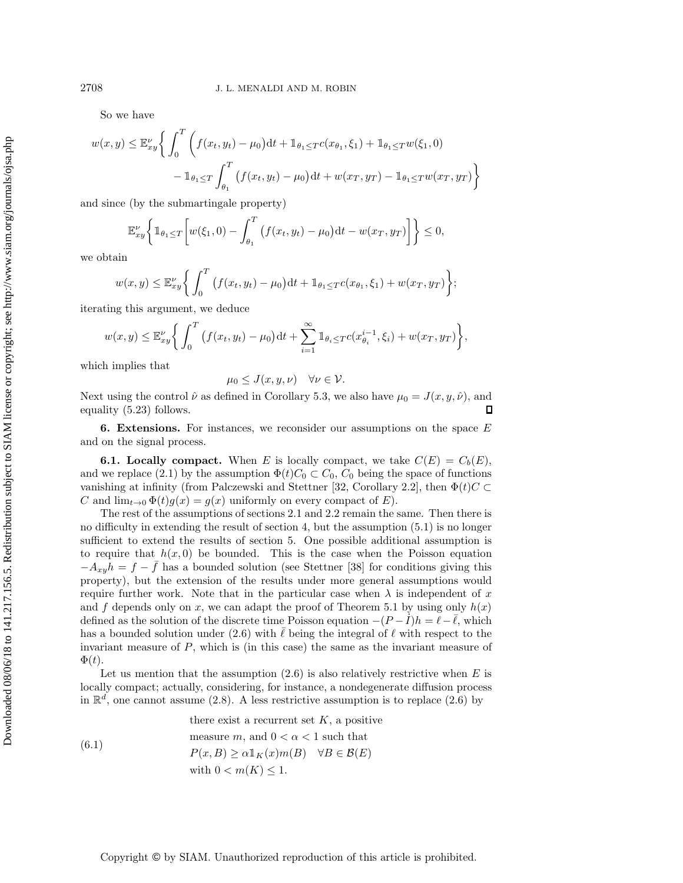So we have

$$w(x,y) \le \mathbb{E}^{\nu}_{xy}\bigg\{ \int_0^T \Big(f(x_t,y_t) - \mu_0\Big)\mathrm{d}t + \mathbb{1}_{\theta_1 \le T} c(x_{\theta_1}, \xi_1) + \mathbb{1}_{\theta_1 \le T} w(\xi_1, 0) - \mathbb{1}_{\theta_1 \le T} \int_{\theta_1}^T \big(f(x_t,y_t) - \mu_0\big)\mathrm{d}t + w(x_T,y_T) - \mathbb{1}_{\theta_1 \le T} w(x_T,y_T)\bigg\}$$

and since (by the submartingale property)

$$\mathbb{E}^{\nu}_{xy}\bigg\{ \mathbb{1}_{\theta_1 \le T}\bigg[ w(\xi_1,0) - \int_{\theta_1}^T \big(f(x_t,y_t) - \mu_0\big)\mathrm{d}t - w(x_T,y_T)\bigg]\bigg\} \le 0,$$

we obtain

$$w(x,y) \le \mathbb{E}^{\nu}_{xy}\bigg\{ \int_0^T \big(f(x_t,y_t) - \mu_0\big)\mathrm{d}t + \mathbb{1}_{\theta_1 \le T} c(x_{\theta_1}, \xi_1) + w(x_T,y_T)\bigg\};$$

iterating this argument, we deduce

$$w(x,y) \le \mathbb{E}^{\nu}_{xy}\bigg\{ \int_0^T \big(f(x_t,y_t) - \mu_0\big)\mathrm{d}t + \sum_{i=1}^{\infty} \mathbb{1}_{\theta_i \le T} c(x^{i-1}_{\theta_i}, \xi_i) + w(x_T,y_T)\bigg\},$$

which implies that

$$\mu_0 \le J(x,y,\nu) \quad \forall \nu \in \mathcal{V}.$$

Next using the control $\hat{\nu}$ as defined in Corollary 5.3, we also have $\mu_0 = J(x,y,\hat{\nu})$, and equality (5.23) follows. ∎

## 6. Extensions.

For instances, we reconsider our assumptions on the space $E$ and on the signal process.

### 6.1. Locally compact.

When $E$ is locally compact, we take $C(E) = C_b(E)$, and we replace (2.1) by the assumption $\Phi(t)C_0 \subset C_0$, $C_0$ being the space of functions vanishing at infinity (from Palczewski and Stettner [32, Corollary 2.2], then $\Phi(t)C \subset C$ and $\lim_{t\to 0} \Phi(t)g(x) = g(x)$ uniformly on every compact of $E$).

The rest of the assumptions of sections 2.1 and 2.2 remain the same. Then there is no difficulty in extending the result of section 4, but the assumption (5.1) is no longer sufficient to extend the results of section 5. One possible additional assumption is to require that $h(x,0)$ be bounded. This is the case when the Poisson equation $-A_{xy}h = f - \bar{f}$ has a bounded solution (see Stettner [38] for conditions giving this property), but the extension of the results under more general assumptions would require further work. Note that in the particular case when $\lambda$ is independent of $x$ and $f$ depends only on $x$, we can adapt the proof of Theorem 5.1 by using only $h(x)$ defined as the solution of the discrete time Poisson equation $-(P - I)h = \ell - \bar{\ell}$, which has a bounded solution under (2.6) with $\bar{\ell}$ being the integral of $\ell$ with respect to the invariant measure of $P$, which is (in this case) the same as the invariant measure of $\Phi(t)$.

Let us mention that the assumption (2.6) is also relatively restrictive when $E$ is locally compact; actually, considering, for instance, a nondegenerate diffusion process in $\mathbb{R}^d$, one cannot assume (2.8). A less restrictive assumption is to replace (2.6) by

$$\begin{aligned} &\text{there exist a recurrent set } K, \text{ a positive} \\ &\text{measure } m, \text{ and } 0 < \alpha < 1 \text{ such that} \\ &P(x,B) \ge \alpha \mathbb{1}_K(x) m(B) \quad \forall B \in \mathcal{B}(E) \\ &\text{with } 0 < m(K) \le 1. \end{aligned} \tag{6.1}$$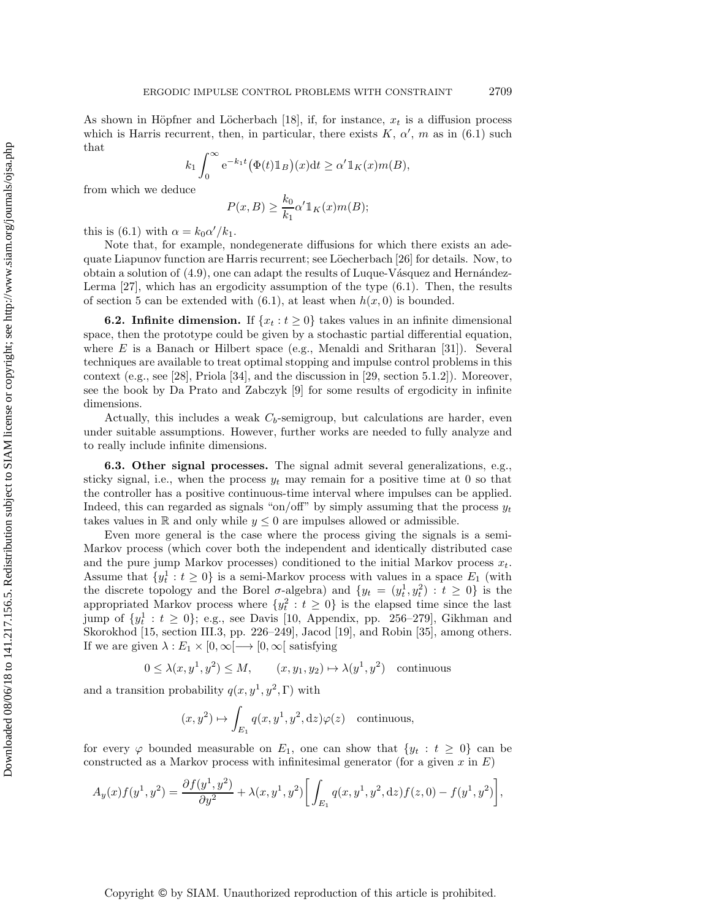As shown in Höpfner and Löcherbach [18], if, for instance, $x_t$ is a diffusion process which is Harris recurrent, then, in particular, there exists $K$, $\alpha'$, $m$ as in (6.1) such that

$$k_1 \int_0^\infty \mathrm{e}^{-k_1 t} \big(\Phi(t)\mathbb{1}_B\big)(x)\mathrm{d}t \geq \alpha' \mathbb{1}_K(x) m(B),$$

from which we deduce

$$P(x, B) \geq \frac{k_0}{k_1} \alpha' \mathbb{1}_K(x) m(B);$$

this is (6.1) with $\alpha = k_0 \alpha'/k_1$.

Note that, for example, nondegenerate diffusions for which there exists an adequate Liapunov function are Harris recurrent; see Löecherbach [26] for details. Now, to obtain a solution of (4.9), one can adapt the results of Luque-Vásquez and Hernández-Lerma [27], which has an ergodicity assumption of the type (6.1). Then, the results of section 5 can be extended with (6.1), at least when $h(x, 0)$ is bounded.

**6.2. Infinite dimension.** If $\{x_t : t \geq 0\}$ takes values in an infinite dimensional space, then the prototype could be given by a stochastic partial differential equation, where $E$ is a Banach or Hilbert space (e.g., Menaldi and Sritharan [31]). Several techniques are available to treat optimal stopping and impulse control problems in this context (e.g., see [28], Priola [34], and the discussion in [29, section 5.1.2]). Moreover, see the book by Da Prato and Zabczyk [9] for some results of ergodicity in infinite dimensions.

Actually, this includes a weak $C_b$-semigroup, but calculations are harder, even under suitable assumptions. However, further works are needed to fully analyze and to really include infinite dimensions.

**6.3. Other signal processes.** The signal admit several generalizations, e.g., sticky signal, i.e., when the process $y_t$ may remain for a positive time at 0 so that the controller has a positive continuous-time interval where impulses can be applied. Indeed, this can regarded as signals "on/off" by simply assuming that the process $y_t$ takes values in $\mathbb{R}$ and only while $y \leq 0$ are impulses allowed or admissible.

Even more general is the case where the process giving the signals is a semi-Markov process (which cover both the independent and identically distributed case and the pure jump Markov processes) conditioned to the initial Markov process $x_t$. Assume that $\{y_t^1 : t \geq 0\}$ is a semi-Markov process with values in a space $E_1$ (with the discrete topology and the Borel $\sigma$-algebra) and $\{y_t = (y_t^1, y_t^2) : t \geq 0\}$ is the appropriated Markov process where $\{y_t^2 : t \geq 0\}$ is the elapsed time since the last jump of $\{y_t^1 : t \geq 0\}$; e.g., see Davis [10, Appendix, pp. 256–279], Gikhman and Skorokhod [15, section III.3, pp. 226–249], Jacod [19], and Robin [35], among others. If we are given $\lambda : E_1 \times [0, \infty[ \longrightarrow [0, \infty[$ satisfying

$$0 \leq \lambda(x, y^1, y^2) \leq M, \qquad (x, y_1, y_2) \mapsto \lambda(y^1, y^2) \quad \text{continuous}$$

and a transition probability $q(x, y^1, y^2, \Gamma)$ with

$$(x, y^2) \mapsto \int_{E_1} q(x, y^1, y^2, \mathrm{d}z)\varphi(z) \quad \text{continuous},$$

for every $\varphi$ bounded measurable on $E_1$, one can show that $\{y_t : t \geq 0\}$ can be constructed as a Markov process with infinitesimal generator (for a given $x$ in $E$)

$$A_y(x) f(y^1, y^2) = \frac{\partial f(y^1, y^2)}{\partial y^2} + \lambda(x, y^1, y^2) \bigg[ \int_{E_1} q(x, y^1, y^2, \mathrm{d}z) f(z, 0) - f(y^1, y^2) \bigg],$$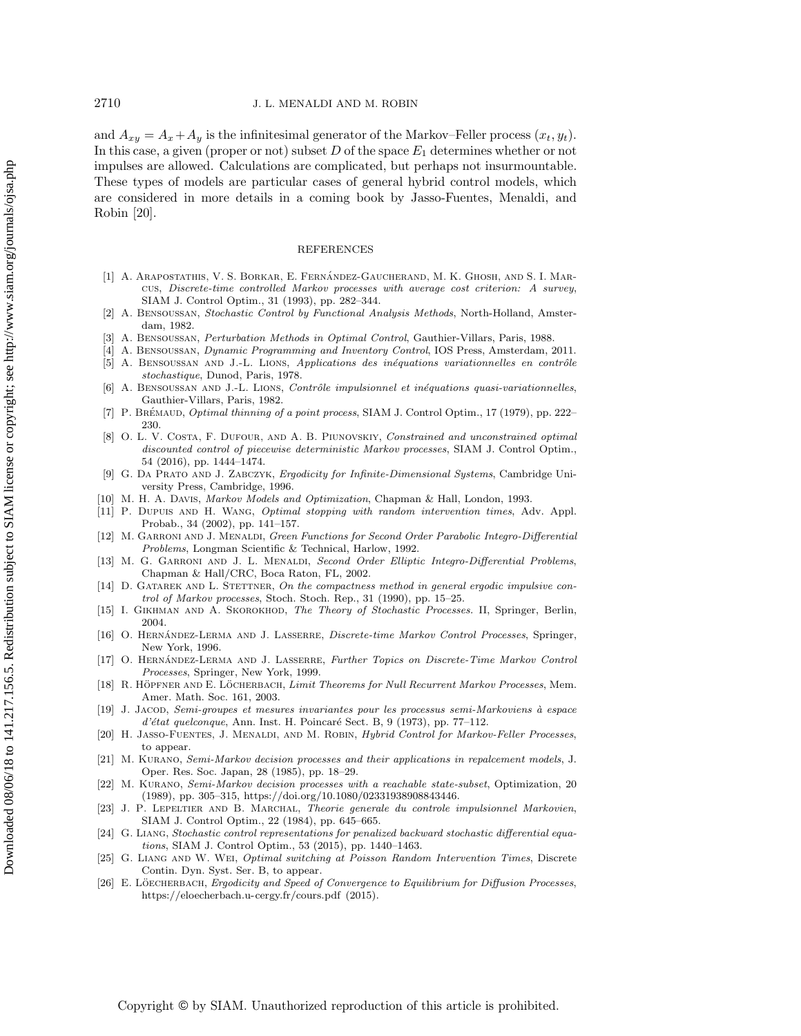and $A_{xy} = A_x + A_y$ is the infinitesimal generator of the Markov–Feller process $(x_t, y_t)$. In this case, a given (proper or not) subset $D$ of the space $E_1$ determines whether or not impulses are allowed. Calculations are complicated, but perhaps not insurmountable. These types of models are particular cases of general hybrid control models, which are considered in more details in a coming book by Jasso-Fuentes, Menaldi, and Robin [20].

## REFERENCES

[1] A. Arapostathis, V. S. Borkar, E. Fernández-Gaucherand, M. K. Ghosh, and S. I. Marcus, *Discrete-time controlled Markov processes with average cost criterion: A survey*, SIAM J. Control Optim., 31 (1993), pp. 282–344.

[2] A. Bensoussan, *Stochastic Control by Functional Analysis Methods*, North-Holland, Amsterdam, 1982.

[3] A. Bensoussan, *Perturbation Methods in Optimal Control*, Gauthier-Villars, Paris, 1988.

[4] A. Bensoussan, *Dynamic Programming and Inventory Control*, IOS Press, Amsterdam, 2011.

[5] A. Bensoussan and J.-L. Lions, *Applications des inéquations variationnelles en contrôle stochastique*, Dunod, Paris, 1978.

[6] A. Bensoussan and J.-L. Lions, *Contrôle impulsionnel et inéquations quasi-variationnelles*, Gauthier-Villars, Paris, 1982.

[7] P. Brémaud, *Optimal thinning of a point process*, SIAM J. Control Optim., 17 (1979), pp. 222–230.

[8] O. L. V. Costa, F. Dufour, and A. B. Piunovskiy, *Constrained and unconstrained optimal discounted control of piecewise deterministic Markov processes*, SIAM J. Control Optim., 54 (2016), pp. 1444–1474.

[9] G. Da Prato and J. Zabczyk, *Ergodicity for Infinite-Dimensional Systems*, Cambridge University Press, Cambridge, 1996.

[10] M. H. A. Davis, *Markov Models and Optimization*, Chapman & Hall, London, 1993.

[11] P. Dupuis and H. Wang, *Optimal stopping with random intervention times*, Adv. Appl. Probab., 34 (2002), pp. 141–157.

[12] M. Garroni and J. Menaldi, *Green Functions for Second Order Parabolic Integro-Differential Problems*, Longman Scientific & Technical, Harlow, 1992.

[13] M. G. Garroni and J. L. Menaldi, *Second Order Elliptic Integro-Differential Problems*, Chapman & Hall/CRC, Boca Raton, FL, 2002.

[14] D. Gatarek and L. Stettner, *On the compactness method in general ergodic impulsive control of Markov processes*, Stoch. Stoch. Rep., 31 (1990), pp. 15–25.

[15] I. Gikhman and A. Skorokhod, *The Theory of Stochastic Processes.* II, Springer, Berlin, 2004.

[16] O. Hernández-Lerma and J. Lasserre, *Discrete-time Markov Control Processes*, Springer, New York, 1996.

[17] O. Hernández-Lerma and J. Lasserre, *Further Topics on Discrete-Time Markov Control Processes*, Springer, New York, 1999.

[18] R. Höpfner and E. Löcherbach, *Limit Theorems for Null Recurrent Markov Processes*, Mem. Amer. Math. Soc. 161, 2003.

[19] J. Jacod, *Semi-groupes et mesures invariantes pour les processus semi-Markoviens à espace d'état quelconque*, Ann. Inst. H. Poincaré Sect. B, 9 (1973), pp. 77–112.

[20] H. Jasso-Fuentes, J. Menaldi, and M. Robin, *Hybrid Control for Markov-Feller Processes*, to appear.

[21] M. Kurano, *Semi-Markov decision processes and their applications in repalcement models*, J. Oper. Res. Soc. Japan, 28 (1985), pp. 18–29.

[22] M. Kurano, *Semi-Markov decision processes with a reachable state-subset*, Optimization, 20 (1989), pp. 305–315, https://doi.org/10.1080/02331938908843446.

[23] J. P. Lepeltier and B. Marchal, *Theorie generale du controle impulsionnel Markovien*, SIAM J. Control Optim., 22 (1984), pp. 645–665.

[24] G. Liang, *Stochastic control representations for penalized backward stochastic differential equations*, SIAM J. Control Optim., 53 (2015), pp. 1440–1463.

[25] G. Liang and W. Wei, *Optimal switching at Poisson Random Intervention Times*, Discrete Contin. Dyn. Syst. Ser. B, to appear.

[26] E. Löecherbach, *Ergodicity and Speed of Convergence to Equilibrium for Diffusion Processes*, https://eloecherbach.u-cergy.fr/cours.pdf (2015).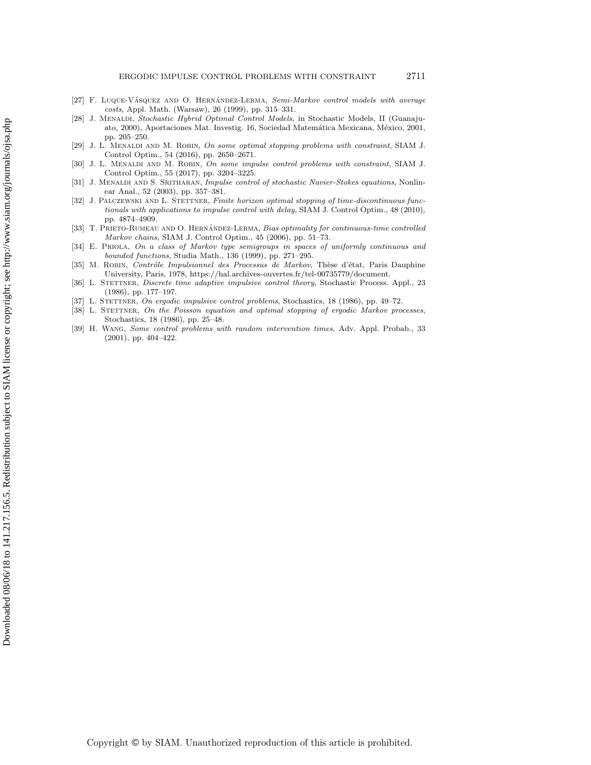[27] F. Luque-Vásquez and O. Hernández-Lerma, *Semi-Markov control models with average costs*, Appl. Math. (Warsaw), 26 (1999), pp. 315–331.

[28] J. Menaldi, *Stochastic Hybrid Optimal Control Models*, in Stochastic Models, II (Guanajuato, 2000), Aportaciones Mat. Investig. 16, Sociedad Matemática Mexicana, México, 2001, pp. 205–250.

[29] J. L. Menaldi and M. Robin, *On some optimal stopping problems with constraint*, SIAM J. Control Optim., 54 (2016), pp. 2650–2671.

[30] J. L. Menaldi and M. Robin, *On some impulse control problems with constraint*, SIAM J. Control Optim., 55 (2017), pp. 3204–3225.

[31] J. Menaldi and S. Sritharan, *Impulse control of stochastic Navier-Stokes equations*, Nonlinear Anal., 52 (2003), pp. 357–381.

[32] J. Palczewski and L. Stettner, *Finite horizon optimal stopping of time-discontinuous functionals with applications to impulse control with delay*, SIAM J. Control Optim., 48 (2010), pp. 4874–4909.

[33] T. Prieto-Rumeau and O. Hernández-Lerma, *Bias optimality for continuous-time controlled Markov chains*, SIAM J. Control Optim., 45 (2006), pp. 51–73.

[34] E. Priola, *On a class of Markov type semigroups in spaces of uniformly continuous and bounded functions*, Studia Math., 136 (1999), pp. 271–295.

[35] M. Robin, *Contrôle Impulsionnel des Processus de Markov*, Thèse d'état, Paris Dauphine University, Paris, 1978, https://hal.archives-ouvertes.fr/tel-00735779/document.

[36] L. Stettner, *Discrete time adaptive impulsive control theory*, Stochastic Process. Appl., 23 (1986), pp. 177–197.

[37] L. Stettner, *On ergodic impulsive control problems*, Stochastics, 18 (1986), pp. 49–72.

[38] L. Stettner, *On the Poisson equation and optimal stopping of ergodic Markov processes*, Stochastics, 18 (1986), pp. 25–48.

[39] H. Wang, *Some control problems with random intervention times*, Adv. Appl. Probab., 33 (2001), pp. 404–422.